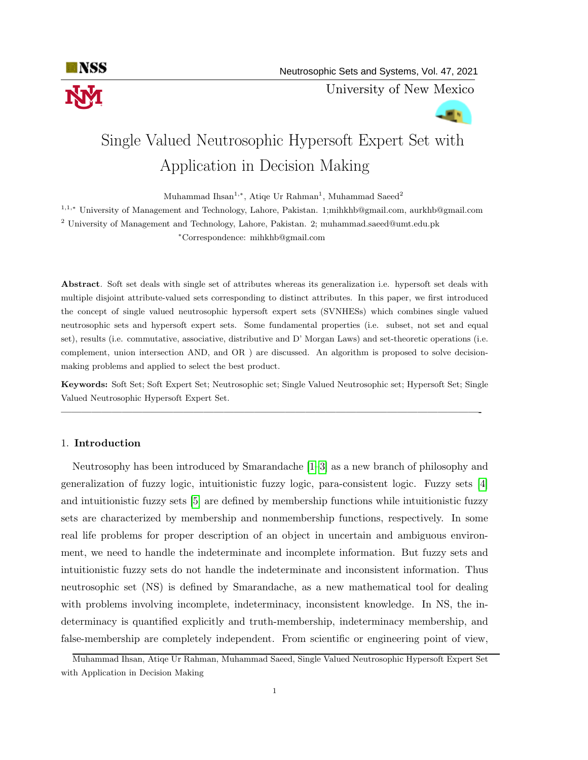# Single Valued Neutrosophic Hypersoft Expert Set with Application in Decision Making

Muhammad Ihsan[1,*], Atiqe Ur Rahman[1], Muhammad Saeed[2]

[1,1,*] University of Management and Technology, Lahore, Pakistan. 1;mihkhb@gmail.com, aurkhb@gmail.com

[2] University of Management and Technology, Lahore, Pakistan. 2; muhammad.saeed@umt.edu.pk

*Correspondence: mihkhb@gmail.com

**Abstract**. Soft set deals with single set of attributes whereas its generalization i.e. hypersoft set deals with multiple disjoint attribute-valued sets corresponding to distinct attributes. In this paper, we first introduced the concept of single valued neutrosophic hypersoft expert sets (SVNHESs) which combines single valued neutrosophic sets and hypersoft expert sets. Some fundamental properties (i.e. subset, not set and equal set), results (i.e. commutative, associative, distributive and D' Morgan Laws) and set-theoretic operations (i.e. complement, union intersection AND, and OR ) are discussed. An algorithm is proposed to solve decision-making problems and applied to select the best product.

**Keywords:** Soft Set; Soft Expert Set; Neutrosophic set; Single Valued Neutrosophic set; Hypersoft Set; Single Valued Neutrosophic Hypersoft Expert Set.

---

## 1. Introduction

Neutrosophy has been introduced by Smarandache [1–3] as a new branch of philosophy and generalization of fuzzy logic, intuitionistic fuzzy logic, para-consistent logic. Fuzzy sets [4] and intuitionistic fuzzy sets [5] are defined by membership functions while intuitionistic fuzzy sets are characterized by membership and nonmembership functions, respectively. In some real life problems for proper description of an object in uncertain and ambiguous environment, we need to handle the indeterminate and incomplete information. But fuzzy sets and intuitionistic fuzzy sets do not handle the indeterminate and inconsistent information. Thus neutrosophic set (NS) is defined by Smarandache, as a new mathematical tool for dealing with problems involving incomplete, indeterminacy, inconsistent knowledge. In NS, the indeterminacy is quantified explicitly and truth-membership, indeterminacy membership, and false-membership are completely independent. From scientific or engineering point of view,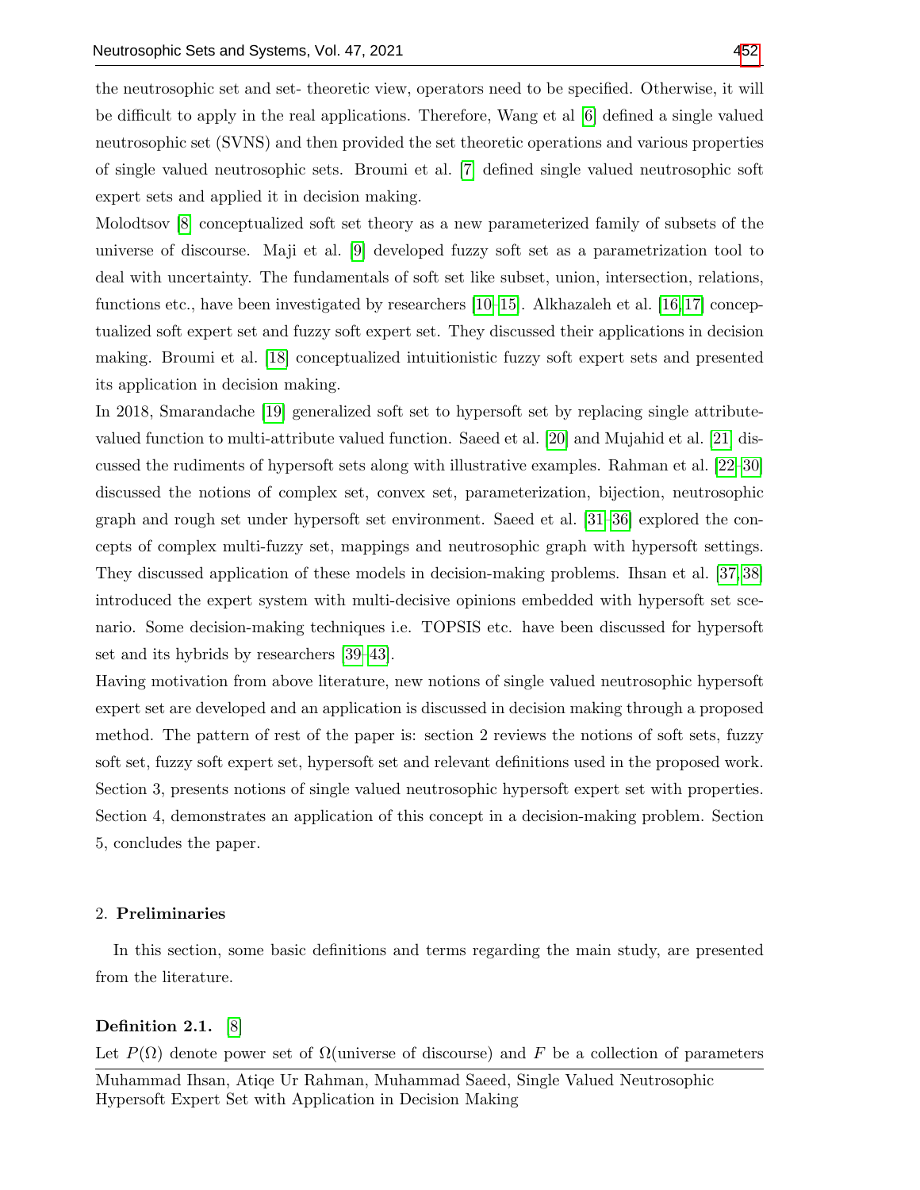the neutrosophic set and set- theoretic view, operators need to be specified. Otherwise, it will be difficult to apply in the real applications. Therefore, Wang et al [6] defined a single valued neutrosophic set (SVNS) and then provided the set theoretic operations and various properties of single valued neutrosophic sets. Broumi et al. [7] defined single valued neutrosophic soft expert sets and applied it in decision making.

Molodtsov [8] conceptualized soft set theory as a new parameterized family of subsets of the universe of discourse. Maji et al. [9] developed fuzzy soft set as a parametrization tool to deal with uncertainty. The fundamentals of soft set like subset, union, intersection, relations, functions etc., have been investigated by researchers [10–15]. Alkhazaleh et al. [16, 17] conceptualized soft expert set and fuzzy soft expert set. They discussed their applications in decision making. Broumi et al. [18] conceptualized intuitionistic fuzzy soft expert sets and presented its application in decision making.

In 2018, Smarandache [19] generalized soft set to hypersoft set by replacing single attribute-valued function to multi-attribute valued function. Saeed et al. [20] and Mujahid et al. [21] discussed the rudiments of hypersoft sets along with illustrative examples. Rahman et al. [22–30] discussed the notions of complex set, convex set, parameterization, bijection, neutrosophic graph and rough set under hypersoft set environment. Saeed et al. [31–36] explored the concepts of complex multi-fuzzy set, mappings and neutrosophic graph with hypersoft settings. They discussed application of these models in decision-making problems. Ihsan et al. [37, 38] introduced the expert system with multi-decisive opinions embedded with hypersoft set scenario. Some decision-making techniques i.e. TOPSIS etc. have been discussed for hypersoft set and its hybrids by researchers [39–43].

Having motivation from above literature, new notions of single valued neutrosophic hypersoft expert set are developed and an application is discussed in decision making through a proposed method. The pattern of rest of the paper is: section 2 reviews the notions of soft sets, fuzzy soft set, fuzzy soft expert set, hypersoft set and relevant definitions used in the proposed work. Section 3, presents notions of single valued neutrosophic hypersoft expert set with properties. Section 4, demonstrates an application of this concept in a decision-making problem. Section 5, concludes the paper.

## 2. Preliminaries

In this section, some basic definitions and terms regarding the main study, are presented from the literature.

**Definition 2.1.** [8]

Let $P(\Omega)$ denote power set of $\Omega$(universe of discourse) and $F$ be a collection of parameters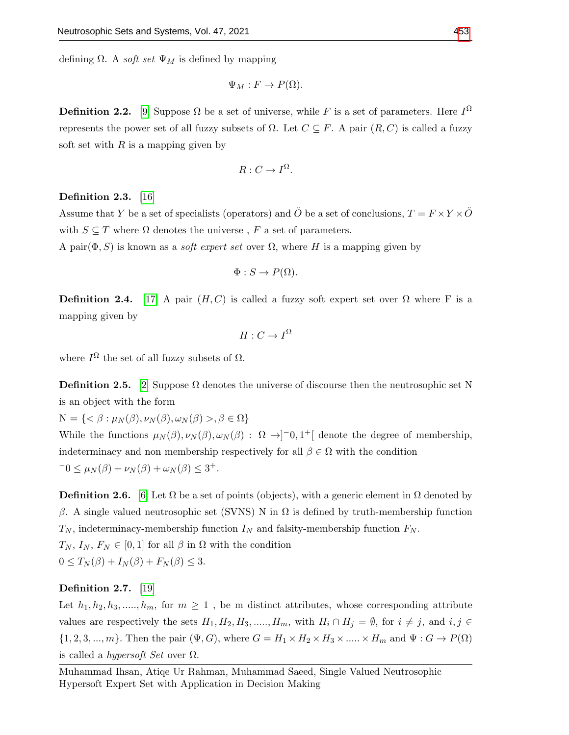defining $\Omega$. A *soft set* $\Psi_M$ is defined by mapping

$$\Psi_M : F \to P(\Omega).$$

**Definition 2.2.** [9] Suppose $\Omega$ be a set of universe, while $F$ is a set of parameters. Here $I^{\Omega}$ represents the power set of all fuzzy subsets of $\Omega$. Let $C \subseteq F$. A pair $(R, C)$ is called a fuzzy soft set with $R$ is a mapping given by

$$R : C \to I^{\Omega}.$$

**Definition 2.3.** [16]
Assume that $Y$ be a set of specialists (operators) and $\ddot{O}$ be a set of conclusions, $T = F \times Y \times \ddot{O}$ with $S \subseteq T$ where $\Omega$ denotes the universe , $F$ a set of parameters.
A pair$(\Phi, S)$ is known as a *soft expert set* over $\Omega$, where $H$ is a mapping given by

$$\Phi : S \to P(\Omega).$$

**Definition 2.4.** [17] A pair $(H, C)$ is called a fuzzy soft expert set over $\Omega$ where F is a mapping given by

$$H : C \to I^{\Omega}$$

where $I^{\Omega}$ the set of all fuzzy subsets of $\Omega$.

**Definition 2.5.** [2] Suppose $\Omega$ denotes the universe of discourse then the neutrosophic set N is an object with the form
$\text{N} = \{< \beta : \mu_N(\beta), \nu_N(\beta), \omega_N(\beta) >, \beta \in \Omega\}$
While the functions $\mu_N(\beta), \nu_N(\beta), \omega_N(\beta) : \Omega \to ]^{-}0, 1^{+}[$ denote the degree of membership, indeterminacy and non membership respectively for all $\beta \in \Omega$ with the condition
$^{-}0 \leq \mu_N(\beta) + \nu_N(\beta) + \omega_N(\beta) \leq 3^{+}$.

**Definition 2.6.** [6] Let $\Omega$ be a set of points (objects), with a generic element in $\Omega$ denoted by $\beta$. A single valued neutrosophic set (SVNS) N in $\Omega$ is defined by truth-membership function $T_N$, indeterminacy-membership function $I_N$ and falsity-membership function $F_N$.
$T_N$, $I_N$, $F_N \in [0, 1]$ for all $\beta$ in $\Omega$ with the condition
$0 \leq T_N(\beta) + I_N(\beta) + F_N(\beta) \leq 3$.

**Definition 2.7.** [19]
Let $h_1, h_2, h_3, ....., h_m$, for $m \geq 1$ , be m distinct attributes, whose corresponding attribute values are respectively the sets $H_1, H_2, H_3, ....., H_m$, with $H_i \cap H_j = \emptyset$, for $i \neq j$, and $i, j \in \{1, 2, 3, ..., m\}$. Then the pair $(\Psi, G)$, where $G = H_1 \times H_2 \times H_3 \times ..... \times H_m$ and $\Psi : G \to P(\Omega)$ is called a *hypersoft Set* over $\Omega$.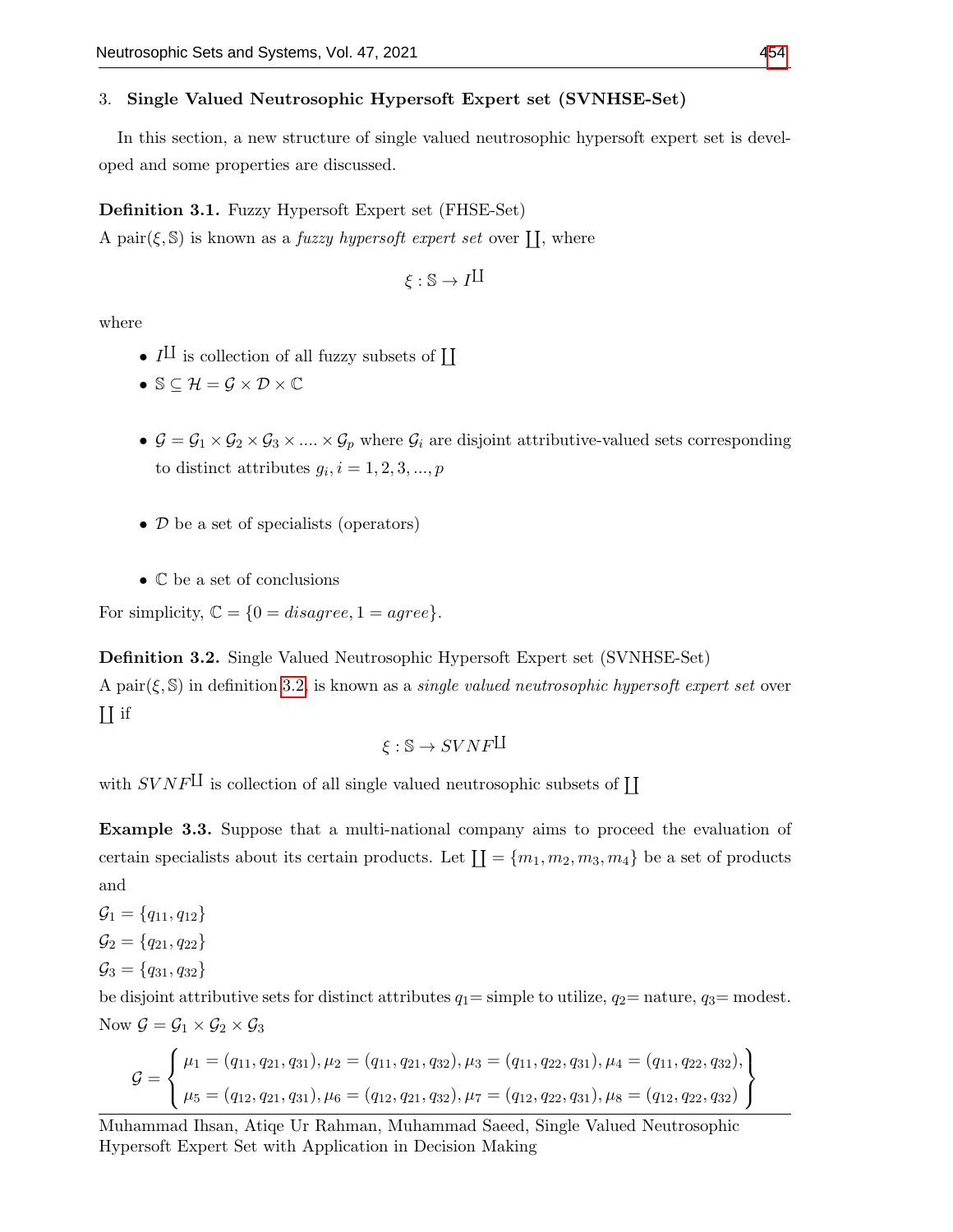## 3. Single Valued Neutrosophic Hypersoft Expert set (SVNHSE-Set)

In this section, a new structure of single valued neutrosophic hypersoft expert set is developed and some properties are discussed.

**Definition 3.1.** Fuzzy Hypersoft Expert set (FHSE-Set)
A pair$(\xi, \mathbb{S})$ is known as a *fuzzy hypersoft expert set* over $\coprod$, where

$$\xi : \mathbb{S} \rightarrow I^{\coprod}$$

where

- $I^{\coprod}$ is collection of all fuzzy subsets of $\coprod$
- $\mathbb{S} \subseteq \mathcal{H} = \mathcal{G} \times \mathcal{D} \times \mathbb{C}$
- $\mathcal{G} = \mathcal{G}_1 \times \mathcal{G}_2 \times \mathcal{G}_3 \times .... \times \mathcal{G}_p$ where $\mathcal{G}_i$ are disjoint attributive-valued sets corresponding to distinct attributes $g_i, i = 1, 2, 3, ..., p$
- $\mathcal{D}$ be a set of specialists (operators)
- $\mathbb{C}$ be a set of conclusions

For simplicity, $\mathbb{C} = \{0 = disagree, 1 = agree\}$.

**Definition 3.2.** Single Valued Neutrosophic Hypersoft Expert set (SVNHSE-Set)
A pair$(\xi, \mathbb{S})$ in definition 3.2, is known as a *single valued neutrosophic hypersoft expert set* over $\coprod$ if

$$\xi : \mathbb{S} \rightarrow SVNF^{\coprod}$$

with $SVNF^{\coprod}$ is collection of all single valued neutrosophic subsets of $\coprod$

**Example 3.3.** Suppose that a multi-national company aims to proceed the evaluation of certain specialists about its certain products. Let $\coprod = \{m_1, m_2, m_3, m_4\}$ be a set of products and

$\mathcal{G}_1 = \{q_{11}, q_{12}\}$
$\mathcal{G}_2 = \{q_{21}, q_{22}\}$
$\mathcal{G}_3 = \{q_{31}, q_{32}\}$
be disjoint attributive sets for distinct attributes $q_1$= simple to utilize, $q_2$= nature, $q_3$= modest.
Now $\mathcal{G} = \mathcal{G}_1 \times \mathcal{G}_2 \times \mathcal{G}_3$

$$\mathcal{G} = \left\{ \begin{array}{l} \mu_1 = (q_{11}, q_{21}, q_{31}), \mu_2 = (q_{11}, q_{21}, q_{32}), \mu_3 = (q_{11}, q_{22}, q_{31}), \mu_4 = (q_{11}, q_{22}, q_{32}), \\ \mu_5 = (q_{12}, q_{21}, q_{31}), \mu_6 = (q_{12}, q_{21}, q_{32}), \mu_7 = (q_{12}, q_{22}, q_{31}), \mu_8 = (q_{12}, q_{22}, q_{32}) \end{array} \right\}$$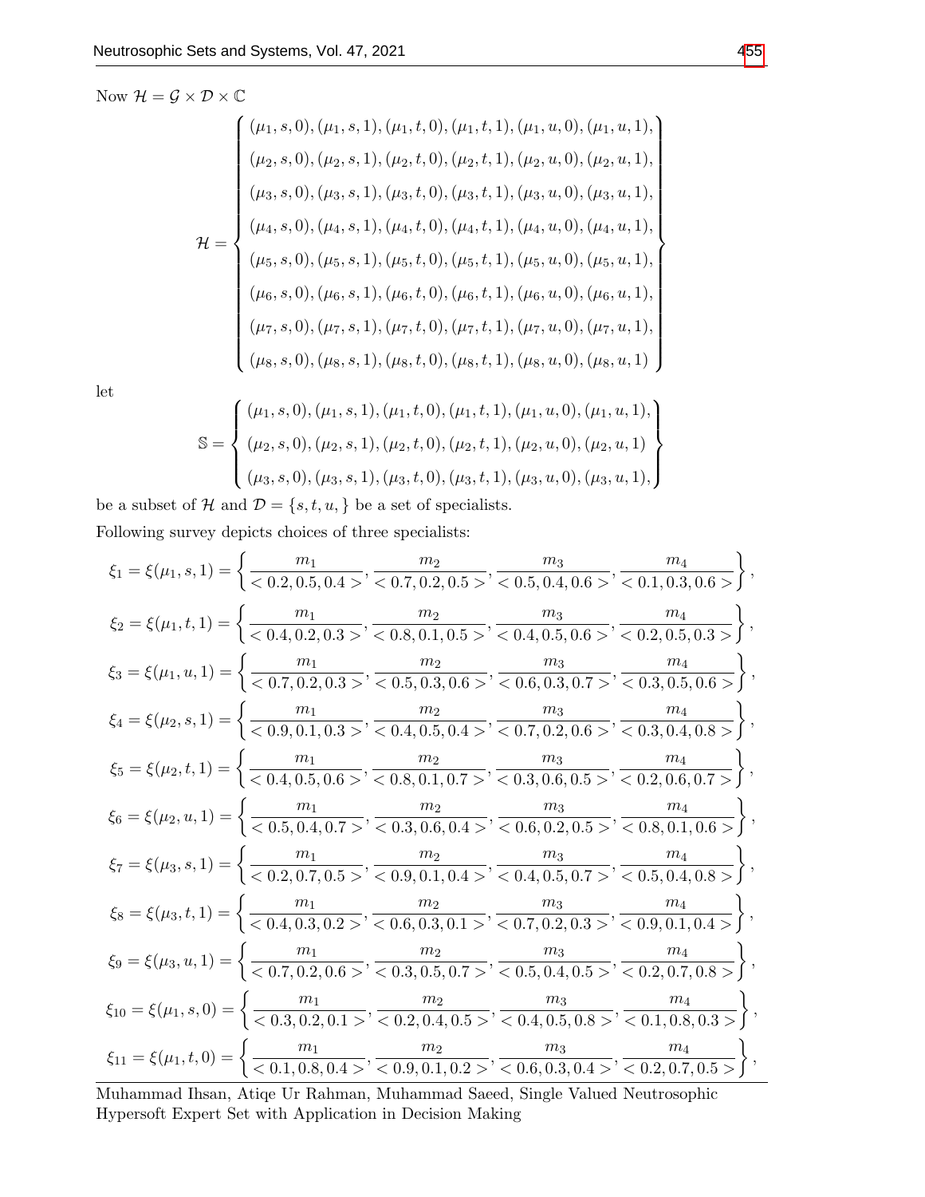Now $\mathcal{H} = \mathcal{G} \times \mathcal{D} \times \mathbb{C}$

$$
\mathcal{H} = \left\{ \begin{array}{l}
(\mu_1, s, 0), (\mu_1, s, 1), (\mu_1, t, 0), (\mu_1, t, 1), (\mu_1, u, 0), (\mu_1, u, 1), \\
(\mu_2, s, 0), (\mu_2, s, 1), (\mu_2, t, 0), (\mu_2, t, 1), (\mu_2, u, 0), (\mu_2, u, 1), \\
(\mu_3, s, 0), (\mu_3, s, 1), (\mu_3, t, 0), (\mu_3, t, 1), (\mu_3, u, 0), (\mu_3, u, 1), \\
(\mu_4, s, 0), (\mu_4, s, 1), (\mu_4, t, 0), (\mu_4, t, 1), (\mu_4, u, 0), (\mu_4, u, 1), \\
(\mu_5, s, 0), (\mu_5, s, 1), (\mu_5, t, 0), (\mu_5, t, 1), (\mu_5, u, 0), (\mu_5, u, 1), \\
(\mu_6, s, 0), (\mu_6, s, 1), (\mu_6, t, 0), (\mu_6, t, 1), (\mu_6, u, 0), (\mu_6, u, 1), \\
(\mu_7, s, 0), (\mu_7, s, 1), (\mu_7, t, 0), (\mu_7, t, 1), (\mu_7, u, 0), (\mu_7, u, 1), \\
(\mu_8, s, 0), (\mu_8, s, 1), (\mu_8, t, 0), (\mu_8, t, 1), (\mu_8, u, 0), (\mu_8, u, 1)
\end{array} \right\}
$$

let

$$
\mathbb{S} = \left\{ \begin{array}{l}
(\mu_1, s, 0), (\mu_1, s, 1), (\mu_1, t, 0), (\mu_1, t, 1), (\mu_1, u, 0), (\mu_1, u, 1), \\
(\mu_2, s, 0), (\mu_2, s, 1), (\mu_2, t, 0), (\mu_2, t, 1), (\mu_2, u, 0), (\mu_2, u, 1) \\
(\mu_3, s, 0), (\mu_3, s, 1), (\mu_3, t, 0), (\mu_3, t, 1), (\mu_3, u, 0), (\mu_3, u, 1),
\end{array} \right\}
$$

be a subset of $\mathcal{H}$ and $\mathcal{D} = \{s, t, u, \}$ be a set of specialists.

Following survey depicts choices of three specialists:

$$\xi_1 = \xi(\mu_1, s, 1) = \left\{ \frac{m_1}{<0.2, 0.5, 0.4>}, \frac{m_2}{<0.7, 0.2, 0.5>}, \frac{m_3}{<0.5, 0.4, 0.6>}, \frac{m_4}{<0.1, 0.3, 0.6>} \right\},$$

$$\xi_2 = \xi(\mu_1, t, 1) = \left\{ \frac{m_1}{<0.4, 0.2, 0.3>}, \frac{m_2}{<0.8, 0.1, 0.5>}, \frac{m_3}{<0.4, 0.5, 0.6>}, \frac{m_4}{<0.2, 0.5, 0.3>} \right\},$$

$$\xi_3 = \xi(\mu_1, u, 1) = \left\{ \frac{m_1}{<0.7, 0.2, 0.3>}, \frac{m_2}{<0.5, 0.3, 0.6>}, \frac{m_3}{<0.6, 0.3, 0.7>}, \frac{m_4}{<0.3, 0.5, 0.6>} \right\},$$

$$\xi_4 = \xi(\mu_2, s, 1) = \left\{ \frac{m_1}{<0.9, 0.1, 0.3>}, \frac{m_2}{<0.4, 0.5, 0.4>}, \frac{m_3}{<0.7, 0.2, 0.6>}, \frac{m_4}{<0.3, 0.4, 0.8>} \right\},$$

$$\xi_5 = \xi(\mu_2, t, 1) = \left\{ \frac{m_1}{<0.4, 0.5, 0.6>}, \frac{m_2}{<0.8, 0.1, 0.7>}, \frac{m_3}{<0.3, 0.6, 0.5>}, \frac{m_4}{<0.2, 0.6, 0.7>} \right\},$$

$$\xi_6 = \xi(\mu_2, u, 1) = \left\{ \frac{m_1}{<0.5, 0.4, 0.7>}, \frac{m_2}{<0.3, 0.6, 0.4>}, \frac{m_3}{<0.6, 0.2, 0.5>}, \frac{m_4}{<0.8, 0.1, 0.6>} \right\},$$

$$\xi_7 = \xi(\mu_3, s, 1) = \left\{ \frac{m_1}{<0.2, 0.7, 0.5>}, \frac{m_2}{<0.9, 0.1, 0.4>}, \frac{m_3}{<0.4, 0.5, 0.7>}, \frac{m_4}{<0.5, 0.4, 0.8>} \right\},$$

$$\xi_8 = \xi(\mu_3, t, 1) = \left\{ \frac{m_1}{<0.4, 0.3, 0.2>}, \frac{m_2}{<0.6, 0.3, 0.1>}, \frac{m_3}{<0.7, 0.2, 0.3>}, \frac{m_4}{<0.9, 0.1, 0.4>} \right\},$$

$$\xi_9 = \xi(\mu_3, u, 1) = \left\{ \frac{m_1}{<0.7, 0.2, 0.6>}, \frac{m_2}{<0.3, 0.5, 0.7>}, \frac{m_3}{<0.5, 0.4, 0.5>}, \frac{m_4}{<0.2, 0.7, 0.8>} \right\},$$

$$\xi_{10} = \xi(\mu_1, s, 0) = \left\{ \frac{m_1}{<0.3, 0.2, 0.1>}, \frac{m_2}{<0.2, 0.4, 0.5>}, \frac{m_3}{<0.4, 0.5, 0.8>}, \frac{m_4}{<0.1, 0.8, 0.3>} \right\},$$

$$\xi_{11} = \xi(\mu_1, t, 0) = \left\{ \frac{m_1}{<0.1, 0.8, 0.4>}, \frac{m_2}{<0.9, 0.1, 0.2>}, \frac{m_3}{<0.6, 0.3, 0.4>}, \frac{m_4}{<0.2, 0.7, 0.5>} \right\},$$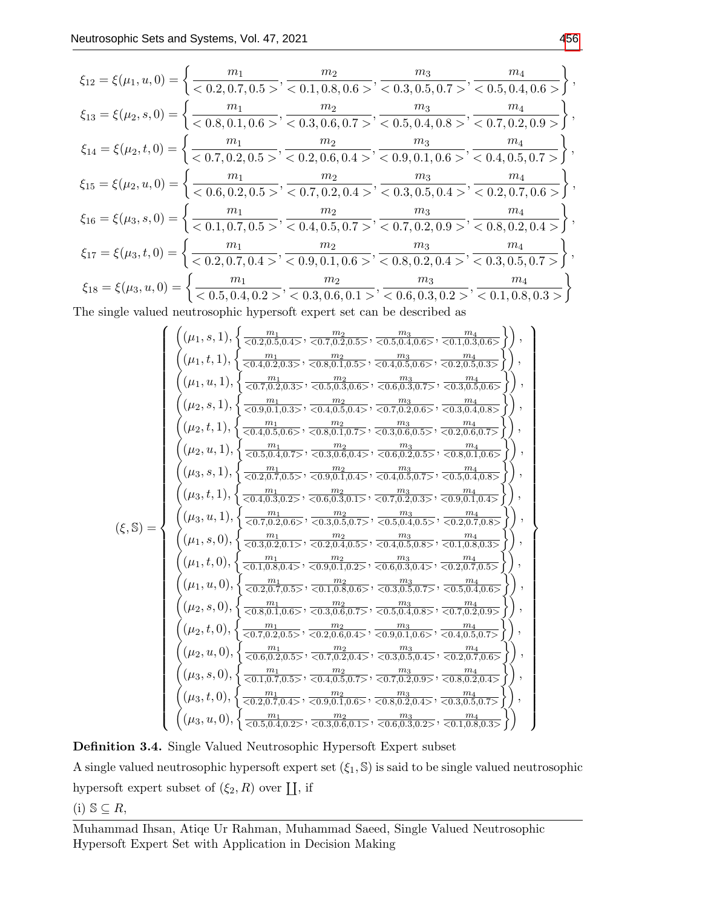$$\xi_{12} = \xi(\mu_1, u, 0) = \left\{ \frac{m_1}{< 0.2, 0.7, 0.5 >}, \frac{m_2}{< 0.1, 0.8, 0.6 >}, \frac{m_3}{< 0.3, 0.5, 0.7 >}, \frac{m_4}{< 0.5, 0.4, 0.6 >} \right\},$$

$$\xi_{13} = \xi(\mu_2, s, 0) = \left\{ \frac{m_1}{< 0.8, 0.1, 0.6 >}, \frac{m_2}{< 0.3, 0.6, 0.7 >}, \frac{m_3}{< 0.5, 0.4, 0.8 >}, \frac{m_4}{< 0.7, 0.2, 0.9 >} \right\},$$

$$\xi_{14} = \xi(\mu_2, t, 0) = \left\{ \frac{m_1}{< 0.7, 0.2, 0.5 >}, \frac{m_2}{< 0.2, 0.6, 0.4 >}, \frac{m_3}{< 0.9, 0.1, 0.6 >}, \frac{m_4}{< 0.4, 0.5, 0.7 >} \right\},$$

$$\xi_{15} = \xi(\mu_2, u, 0) = \left\{ \frac{m_1}{< 0.6, 0.2, 0.5 >}, \frac{m_2}{< 0.7, 0.2, 0.4 >}, \frac{m_3}{< 0.3, 0.5, 0.4 >}, \frac{m_4}{< 0.2, 0.7, 0.6 >} \right\},$$

$$\xi_{16} = \xi(\mu_3, s, 0) = \left\{ \frac{m_1}{< 0.1, 0.7, 0.5 >}, \frac{m_2}{< 0.4, 0.5, 0.7 >}, \frac{m_3}{< 0.7, 0.2, 0.9 >}, \frac{m_4}{< 0.8, 0.2, 0.4 >} \right\},$$

$$\xi_{17} = \xi(\mu_3, t, 0) = \left\{ \frac{m_1}{< 0.2, 0.7, 0.4 >}, \frac{m_2}{< 0.9, 0.1, 0.6 >}, \frac{m_3}{< 0.8, 0.2, 0.4 >}, \frac{m_4}{< 0.3, 0.5, 0.7 >} \right\},$$

$$\xi_{18} = \xi(\mu_3, u, 0) = \left\{ \frac{m_1}{< 0.5, 0.4, 0.2 >}, \frac{m_2}{< 0.3, 0.6, 0.1 >}, \frac{m_3}{< 0.6, 0.3, 0.2 >}, \frac{m_4}{< 0.1, 0.8, 0.3 >} \right\}$$

The single valued neutrosophic hypersoft expert set can be described as

$$(\xi, \mathbb{S}) = \left\{ \begin{array}{l}
\left( (\mu_1, s, 1), \left\{ \frac{m_1}{<0.2,0.5,0.4>}, \frac{m_2}{<0.7,0.2,0.5>}, \frac{m_3}{<0.5,0.4,0.6>}, \frac{m_4}{<0.1,0.3,0.6>} \right\} \right), \\
\left( (\mu_1, t, 1), \left\{ \frac{m_1}{<0.4,0.2,0.3>}, \frac{m_2}{<0.8,0.1,0.5>}, \frac{m_3}{<0.4,0.5,0.6>}, \frac{m_4}{<0.2,0.5,0.3>} \right\} \right), \\
\left( (\mu_1, u, 1), \left\{ \frac{m_1}{<0.7,0.2,0.3>}, \frac{m_2}{<0.5,0.3,0.6>}, \frac{m_3}{<0.6,0.3,0.7>}, \frac{m_4}{<0.3,0.5,0.6>} \right\} \right), \\
\left( (\mu_2, s, 1), \left\{ \frac{m_1}{<0.9,0.1,0.3>}, \frac{m_2}{<0.4,0.5,0.4>}, \frac{m_3}{<0.7,0.2,0.6>}, \frac{m_4}{<0.3,0.4,0.8>} \right\} \right), \\
\left( (\mu_2, t, 1), \left\{ \frac{m_1}{<0.4,0.5,0.6>}, \frac{m_2}{<0.8,0.1,0.7>}, \frac{m_3}{<0.3,0.6,0.5>}, \frac{m_4}{<0.2,0.6,0.7>} \right\} \right), \\
\left( (\mu_2, u, 1), \left\{ \frac{m_1}{<0.5,0.4,0.7>}, \frac{m_2}{<0.3,0.6,0.4>}, \frac{m_3}{<0.6,0.2,0.5>}, \frac{m_4}{<0.8,0.1,0.6>} \right\} \right), \\
\left( (\mu_3, s, 1), \left\{ \frac{m_1}{<0.2,0.7,0.5>}, \frac{m_2}{<0.9,0.1,0.4>}, \frac{m_3}{<0.4,0.5,0.7>}, \frac{m_4}{<0.5,0.4,0.8>} \right\} \right), \\
\left( (\mu_3, t, 1), \left\{ \frac{m_1}{<0.4,0.3,0.2>}, \frac{m_2}{<0.6,0.3,0.1>}, \frac{m_3}{<0.7,0.2,0.3>}, \frac{m_4}{<0.9,0.1,0.4>} \right\} \right), \\
\left( (\mu_3, u, 1), \left\{ \frac{m_1}{<0.7,0.2,0.6>}, \frac{m_2}{<0.3,0.5,0.7>}, \frac{m_3}{<0.5,0.4,0.5>}, \frac{m_4}{<0.2,0.7,0.8>} \right\} \right), \\
\left( (\mu_1, s, 0), \left\{ \frac{m_1}{<0.3,0.2,0.1>}, \frac{m_2}{<0.2,0.4,0.5>}, \frac{m_3}{<0.4,0.5,0.8>}, \frac{m_4}{<0.1,0.8,0.3>} \right\} \right), \\
\left( (\mu_1, t, 0), \left\{ \frac{m_1}{<0.1,0.8,0.4>}, \frac{m_2}{<0.9,0.1,0.2>}, \frac{m_3}{<0.6,0.3,0.4>}, \frac{m_4}{<0.2,0.7,0.5>} \right\} \right), \\
\left( (\mu_1, u, 0), \left\{ \frac{m_1}{<0.2,0.7,0.5>}, \frac{m_2}{<0.1,0.8,0.6>}, \frac{m_3}{<0.3,0.5,0.7>}, \frac{m_4}{<0.5,0.4,0.6>} \right\} \right), \\
\left( (\mu_2, s, 0), \left\{ \frac{m_1}{<0.8,0.1,0.6>}, \frac{m_2}{<0.3,0.6,0.7>}, \frac{m_3}{<0.5,0.4,0.8>}, \frac{m_4}{<0.7,0.2,0.9>} \right\} \right), \\
\left( (\mu_2, t, 0), \left\{ \frac{m_1}{<0.7,0.2,0.5>}, \frac{m_2}{<0.2,0.6,0.4>}, \frac{m_3}{<0.9,0.1,0.6>}, \frac{m_4}{<0.4,0.5,0.7>} \right\} \right), \\
\left( (\mu_2, u, 0), \left\{ \frac{m_1}{<0.6,0.2,0.5>}, \frac{m_2}{<0.7,0.2,0.4>}, \frac{m_3}{<0.3,0.5,0.4>}, \frac{m_4}{<0.2,0.7,0.6>} \right\} \right), \\
\left( (\mu_3, s, 0), \left\{ \frac{m_1}{<0.1,0.7,0.5>}, \frac{m_2}{<0.4,0.5,0.7>}, \frac{m_3}{<0.7,0.2,0.9>}, \frac{m_4}{<0.8,0.2,0.4>} \right\} \right), \\
\left( (\mu_3, t, 0), \left\{ \frac{m_1}{<0.2,0.7,0.4>}, \frac{m_2}{<0.9,0.1,0.6>}, \frac{m_3}{<0.8,0.2,0.4>}, \frac{m_4}{<0.3,0.5,0.7>} \right\} \right), \\
\left( (\mu_3, u, 0), \left\{ \frac{m_1}{<0.5,0.4,0.2>}, \frac{m_2}{<0.3,0.6,0.1>}, \frac{m_3}{<0.6,0.3,0.2>}, \frac{m_4}{<0.1,0.8,0.3>} \right\} \right)
\end{array} \right\}$$

**Definition 3.4.** Single Valued Neutrosophic Hypersoft Expert subset

A single valued neutrosophic hypersoft expert set $(\xi_1, \mathbb{S})$ is said to be single valued neutrosophic hypersoft expert subset of $(\xi_2, R)$ over $\coprod$, if

(i) $\mathbb{S} \subseteq R$,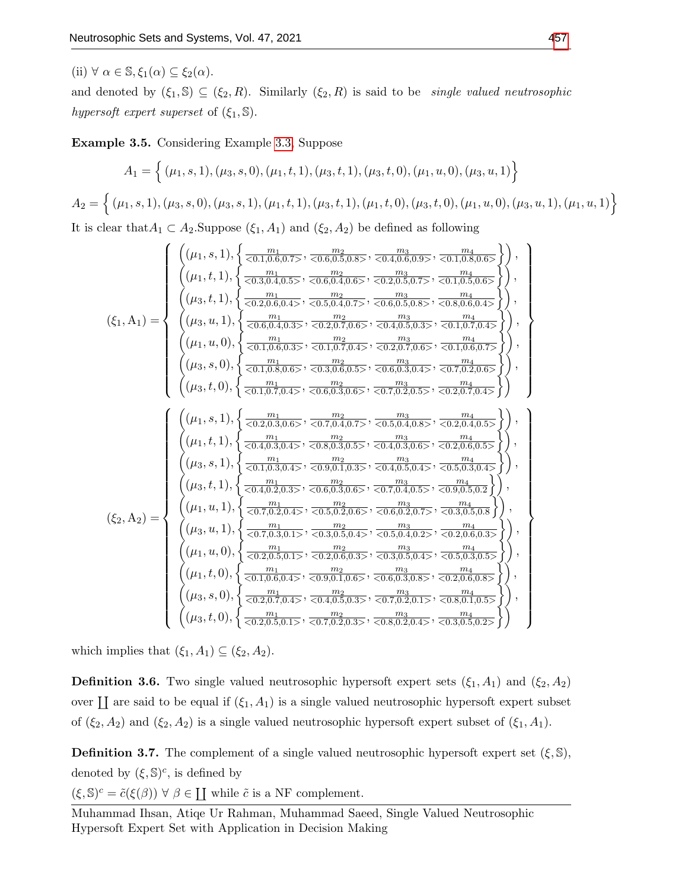(ii) $\forall\ \alpha \in \mathbb{S}, \xi_1(\alpha) \subseteq \xi_2(\alpha)$.

and denoted by $(\xi_1, \mathbb{S}) \subseteq (\xi_2, R)$. Similarly $(\xi_2, R)$ is said to be *single valued neutrosophic hypersoft expert superset* of $(\xi_1, \mathbb{S})$.

**Example 3.5.** Considering Example 3.3, Suppose

$$A_1 = \Big\{ (\mu_1, s, 1), (\mu_3, s, 0), (\mu_1, t, 1), (\mu_3, t, 1), (\mu_3, t, 0), (\mu_1, u, 0), (\mu_3, u, 1) \Big\}$$

$$A_2 = \Big\{ (\mu_1, s, 1), (\mu_3, s, 0), (\mu_3, s, 1), (\mu_1, t, 1), (\mu_3, t, 1), (\mu_1, t, 0), (\mu_3, t, 0), (\mu_1, u, 0), (\mu_3, u, 1), (\mu_1, u, 1) \Big\}$$

It is clear that $A_1 \subset A_2$. Suppose $(\xi_1, A_1)$ and $(\xi_2, A_2)$ be defined as following

$$(\xi_1, \mathrm{A}_1) = \left\{ \begin{array}{l} \left( (\mu_1, s, 1), \left\{ \frac{m_1}{<0.1,0.6,0.7>}, \frac{m_2}{<0.6,0.5,0.8>}, \frac{m_3}{<0.4,0.6,0.9>}, \frac{m_4}{<0.1,0.8,0.6>} \right\} \right), \\ \left( (\mu_1, t, 1), \left\{ \frac{m_1}{<0.3,0.4,0.5>}, \frac{m_2}{<0.6,0.4,0.6>}, \frac{m_3}{<0.2,0.5,0.7>}, \frac{m_4}{<0.1,0.5,0.6>} \right\} \right), \\ \left( (\mu_3, t, 1), \left\{ \frac{m_1}{<0.2,0.6,0.4>}, \frac{m_2}{<0.5,0.4,0.7>}, \frac{m_3}{<0.6,0.5,0.8>}, \frac{m_4}{<0.8,0.6,0.4>} \right\} \right), \\ \left( (\mu_3, u, 1), \left\{ \frac{m_1}{<0.6,0.4,0.3>}, \frac{m_2}{<0.2,0.7,0.6>}, \frac{m_3}{<0.4,0.5,0.3>}, \frac{m_4}{<0.1,0.7,0.4>} \right\} \right), \\ \left( (\mu_1, u, 0), \left\{ \frac{m_1}{<0.1,0.6,0.3>}, \frac{m_2}{<0.1,0.7,0.4>}, \frac{m_3}{<0.2,0.7,0.6>}, \frac{m_4}{<0.1,0.6,0.7>} \right\} \right), \\ \left( (\mu_3, s, 0), \left\{ \frac{m_1}{<0.1,0.8,0.6>}, \frac{m_2}{<0.3,0.6,0.5>}, \frac{m_3}{<0.6,0.3,0.4>}, \frac{m_4}{<0.7,0.2,0.6>} \right\} \right), \\ \left( (\mu_3, t, 0), \left\{ \frac{m_1}{<0.1,0.7,0.4>}, \frac{m_2}{<0.6,0.3,0.6>}, \frac{m_3}{<0.7,0.2,0.5>}, \frac{m_4}{<0.2,0.7,0.4>} \right\} \right) \end{array} \right\}$$

$$(\xi_2, \mathrm{A}_2) = \left\{ \begin{array}{l} \left( (\mu_1, s, 1), \left\{ \frac{m_1}{<0.2,0.3,0.6>}, \frac{m_2}{<0.7,0.4,0.7>}, \frac{m_3}{<0.5,0.4,0.8>}, \frac{m_4}{<0.2,0.4,0.5>} \right\} \right), \\ \left( (\mu_1, t, 1), \left\{ \frac{m_1}{<0.4,0.3,0.4>}, \frac{m_2}{<0.8,0.3,0.5>}, \frac{m_3}{<0.4,0.3,0.6>}, \frac{m_4}{<0.2,0.6,0.5>} \right\} \right), \\ \left( (\mu_3, s, 1), \left\{ \frac{m_1}{<0.1,0.3,0.4>}, \frac{m_2}{<0.9,0.1,0.3>}, \frac{m_3}{<0.4,0.5,0.4>}, \frac{m_4}{<0.5,0.3,0.4>} \right\} \right), \\ \left( (\mu_3, t, 1), \left\{ \frac{m_1}{<0.4,0.2,0.3>}, \frac{m_2}{<0.6,0.3,0.6>}, \frac{m_3}{<0.7,0.4,0.5>}, \frac{m_4}{<0.9,0.5,0.2} \right\} \right), \\ \left( (\mu_1, u, 1), \left\{ \frac{m_1}{<0.7,0.2,0.4>}, \frac{m_2}{<0.5,0.2,0.6>}, \frac{m_3}{<0.6,0.2,0.7>}, \frac{m_4}{<0.3,0.5,0.8} \right\} \right), \\ \left( (\mu_3, u, 1), \left\{ \frac{m_1}{<0.7,0.3,0.1>}, \frac{m_2}{<0.3,0.5,0.4>}, \frac{m_3}{<0.5,0.4,0.2>}, \frac{m_4}{<0.2,0.6,0.3>} \right\} \right), \\ \left( (\mu_1, u, 0), \left\{ \frac{m_1}{<0.2,0.5,0.1>}, \frac{m_2}{<0.2,0.6,0.3>}, \frac{m_3}{<0.3,0.5,0.4>}, \frac{m_4}{<0.5,0.3,0.5>} \right\} \right), \\ \left( (\mu_1, t, 0), \left\{ \frac{m_1}{<0.1,0.6,0.4>}, \frac{m_2}{<0.9,0.1,0.6>}, \frac{m_3}{<0.6,0.3,0.8>}, \frac{m_4}{<0.2,0.6,0.8>} \right\} \right), \\ \left( (\mu_3, s, 0), \left\{ \frac{m_1}{<0.2,0.7,0.4>}, \frac{m_2}{<0.4,0.5,0.3>}, \frac{m_3}{<0.7,0.2,0.1>}, \frac{m_4}{<0.8,0.1,0.5>} \right\} \right), \\ \left( (\mu_3, t, 0), \left\{ \frac{m_1}{<0.2,0.5,0.1>}, \frac{m_2}{<0.7,0.2,0.3>}, \frac{m_3}{<0.8,0.2,0.4>}, \frac{m_4}{<0.3,0.5,0.2>} \right\} \right) \end{array} \right\}$$

which implies that $(\xi_1, A_1) \subseteq (\xi_2, A_2)$.

**Definition 3.6.** Two single valued neutrosophic hypersoft expert sets $(\xi_1, A_1)$ and $(\xi_2, A_2)$ over $\coprod$ are said to be equal if $(\xi_1, A_1)$ is a single valued neutrosophic hypersoft expert subset of $(\xi_2, A_2)$ and $(\xi_2, A_2)$ is a single valued neutrosophic hypersoft expert subset of $(\xi_1, A_1)$.

**Definition 3.7.** The complement of a single valued neutrosophic hypersoft expert set $(\xi, \mathbb{S})$, denoted by $(\xi, \mathbb{S})^c$, is defined by

$(\xi, \mathbb{S})^c = \tilde{c}(\xi(\beta))\ \forall\ \beta \in \coprod$ while $\tilde{c}$ is a NF complement.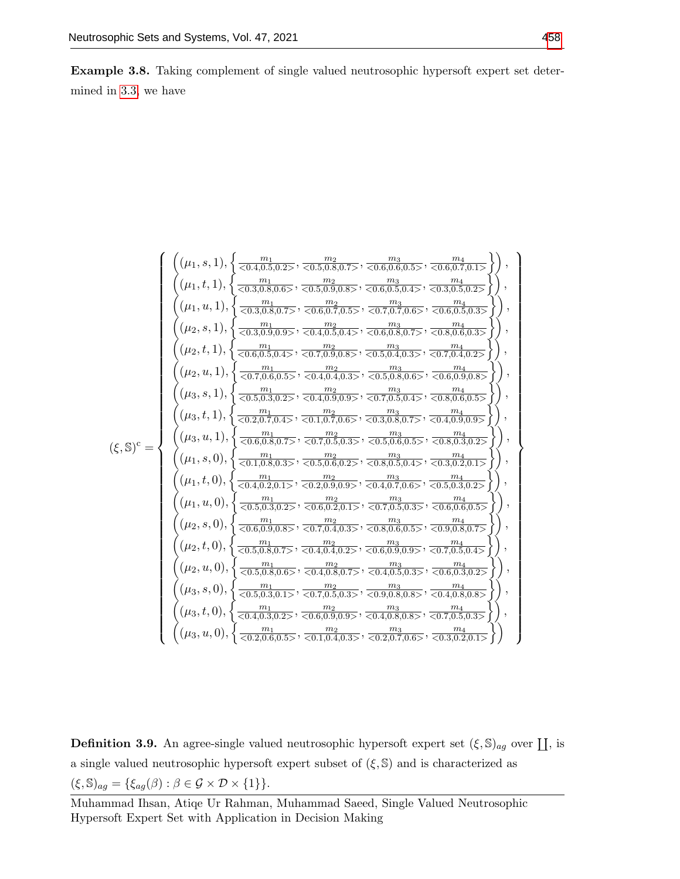**Example 3.8.** Taking complement of single valued neutrosophic hypersoft expert set determined in 3.3, we have

$$
(\xi,\mathbb{S})^c = \left\{
\begin{array}{l}
\left((\mu_1,s,1),\left\{\frac{m_1}{<0.4,0.5,0.2>},\frac{m_2}{<0.5,0.8,0.7>},\frac{m_3}{<0.6,0.6,0.5>},\frac{m_4}{<0.6,0.7,0.1>}\right\}\right),\\
\left((\mu_1,t,1),\left\{\frac{m_1}{<0.3,0.8,0.6>},\frac{m_2}{<0.5,0.9,0.8>},\frac{m_3}{<0.6,0.5,0.4>},\frac{m_4}{<0.3,0.5,0.2>}\right\}\right),\\
\left((\mu_1,u,1),\left\{\frac{m_1}{<0.3,0.8,0.7>},\frac{m_2}{<0.6,0.7,0.5>},\frac{m_3}{<0.7,0.7,0.6>},\frac{m_4}{<0.6,0.5,0.3>}\right\}\right),\\
\left((\mu_2,s,1),\left\{\frac{m_1}{<0.3,0.9,0.9>},\frac{m_2}{<0.4,0.5,0.4>},\frac{m_3}{<0.6,0.8,0.7>},\frac{m_4}{<0.8,0.6,0.3>}\right\}\right),\\
\left((\mu_2,t,1),\left\{\frac{m_1}{<0.6,0.5,0.4>},\frac{m_2}{<0.7,0.9,0.8>},\frac{m_3}{<0.5,0.4,0.3>},\frac{m_4}{<0.7,0.4,0.2>}\right\}\right),\\
\left((\mu_2,u,1),\left\{\frac{m_1}{<0.7,0.6,0.5>},\frac{m_2}{<0.4,0.4,0.3>},\frac{m_3}{<0.5,0.8,0.6>},\frac{m_4}{<0.6,0.9,0.8>}\right\}\right),\\
\left((\mu_3,s,1),\left\{\frac{m_1}{<0.5,0.3,0.2>},\frac{m_2}{<0.4,0.9,0.9>},\frac{m_3}{<0.7,0.5,0.4>},\frac{m_4}{<0.8,0.6,0.5>}\right\}\right),\\
\left((\mu_3,t,1),\left\{\frac{m_1}{<0.2,0.7,0.4>},\frac{m_2}{<0.1,0.7,0.6>},\frac{m_3}{<0.3,0.8,0.7>},\frac{m_4}{<0.4,0.9,0.9>}\right\}\right),\\
\left((\mu_3,u,1),\left\{\frac{m_1}{<0.6,0.8,0.7>},\frac{m_2}{<0.7,0.5,0.3>},\frac{m_3}{<0.5,0.6,0.5>},\frac{m_4}{<0.8,0.3,0.2>}\right\}\right),\\
\left((\mu_1,s,0),\left\{\frac{m_1}{<0.1,0.8,0.3>},\frac{m_2}{<0.5,0.6,0.2>},\frac{m_3}{<0.8,0.5,0.4>},\frac{m_4}{<0.3,0.2,0.1>}\right\}\right),\\
\left((\mu_1,t,0),\left\{\frac{m_1}{<0.4,0.2,0.1>},\frac{m_2}{<0.2,0.9,0.9>},\frac{m_3}{<0.4,0.7,0.6>},\frac{m_4}{<0.5,0.3,0.2>}\right\}\right),\\
\left((\mu_1,u,0),\left\{\frac{m_1}{<0.5,0.3,0.2>},\frac{m_2}{<0.6,0.2,0.1>},\frac{m_3}{<0.7,0.5,0.3>},\frac{m_4}{<0.6,0.6,0.5>}\right\}\right),\\
\left((\mu_2,s,0),\left\{\frac{m_1}{<0.6,0.9,0.8>},\frac{m_2}{<0.7,0.4,0.3>},\frac{m_3}{<0.8,0.6,0.5>},\frac{m_4}{<0.9,0.8,0.7>}\right\}\right),\\
\left((\mu_2,t,0),\left\{\frac{m_1}{<0.5,0.8,0.7>},\frac{m_2}{<0.4,0.4,0.2>},\frac{m_3}{<0.6,0.9,0.9>},\frac{m_4}{<0.7,0.5,0.4>}\right\}\right),\\
\left((\mu_2,u,0),\left\{\frac{m_1}{<0.5,0.8,0.6>},\frac{m_2}{<0.4,0.8,0.7>},\frac{m_3}{<0.4,0.5,0.3>},\frac{m_4}{<0.6,0.3,0.2>}\right\}\right),\\
\left((\mu_3,s,0),\left\{\frac{m_1}{<0.5,0.3,0.1>},\frac{m_2}{<0.7,0.5,0.3>},\frac{m_3}{<0.9,0.8,0.8>},\frac{m_4}{<0.4,0.8,0.8>}\right\}\right),\\
\left((\mu_3,t,0),\left\{\frac{m_1}{<0.4,0.3,0.2>},\frac{m_2}{<0.6,0.9,0.9>},\frac{m_3}{<0.4,0.8,0.8>},\frac{m_4}{<0.7,0.5,0.3>}\right\}\right),\\
\left((\mu_3,u,0),\left\{\frac{m_1}{<0.2,0.6,0.5>},\frac{m_2}{<0.1,0.4,0.3>},\frac{m_3}{<0.2,0.7,0.6>},\frac{m_4}{<0.3,0.2,0.1>}\right\}\right)
\end{array}
\right\}
$$

**Definition 3.9.** An agree-single valued neutrosophic hypersoft expert set $(\xi,\mathbb{S})_{ag}$ over $\coprod$, is a single valued neutrosophic hypersoft expert subset of $(\xi,\mathbb{S})$ and is characterized as $(\xi,\mathbb{S})_{ag} = \{\xi_{ag}(\beta) : \beta \in \mathcal{G} \times \mathcal{D} \times \{1\}\}$.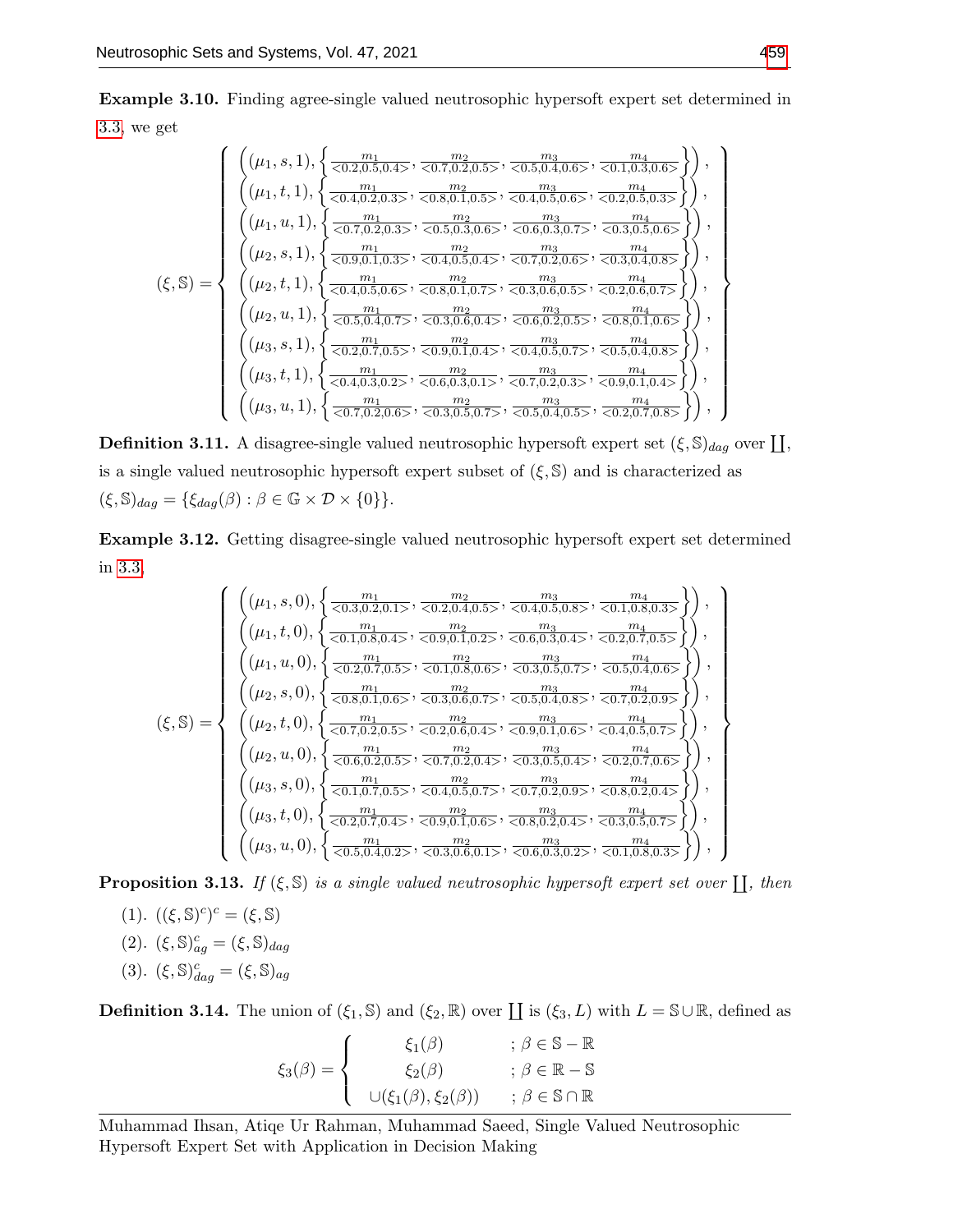**Example 3.10.** Finding agree-single valued neutrosophic hypersoft expert set determined in 3.3, we get

$$
(\xi,\mathbb{S}) = \left\{ \begin{array}{l}
\left((\mu_1,s,1),\left\{\frac{m_1}{<0.2,0.5,0.4>},\frac{m_2}{<0.7,0.2,0.5>},\frac{m_3}{<0.5,0.4,0.6>},\frac{m_4}{<0.1,0.3,0.6>}\right\}\right),\\
\left((\mu_1,t,1),\left\{\frac{m_1}{<0.4,0.2,0.3>},\frac{m_2}{<0.8,0.1,0.5>},\frac{m_3}{<0.4,0.5,0.6>},\frac{m_4}{<0.2,0.5,0.3>}\right\}\right),\\
\left((\mu_1,u,1),\left\{\frac{m_1}{<0.7,0.2,0.3>},\frac{m_2}{<0.5,0.3,0.6>},\frac{m_3}{<0.6,0.3,0.7>},\frac{m_4}{<0.3,0.5,0.6>}\right\}\right),\\
\left((\mu_2,s,1),\left\{\frac{m_1}{<0.9,0.1,0.3>},\frac{m_2}{<0.4,0.5,0.4>},\frac{m_3}{<0.7,0.2,0.6>},\frac{m_4}{<0.3,0.4,0.8>}\right\}\right),\\
\left((\mu_2,t,1),\left\{\frac{m_1}{<0.4,0.5,0.6>},\frac{m_2}{<0.8,0.1,0.7>},\frac{m_3}{<0.3,0.6,0.5>},\frac{m_4}{<0.2,0.6,0.7>}\right\}\right),\\
\left((\mu_2,u,1),\left\{\frac{m_1}{<0.5,0.4,0.7>},\frac{m_2}{<0.3,0.6,0.4>},\frac{m_3}{<0.6,0.2,0.5>},\frac{m_4}{<0.8,0.1,0.6>}\right\}\right),\\
\left((\mu_3,s,1),\left\{\frac{m_1}{<0.2,0.7,0.5>},\frac{m_2}{<0.9,0.1,0.4>},\frac{m_3}{<0.4,0.5,0.7>},\frac{m_4}{<0.5,0.4,0.8>}\right\}\right),\\
\left((\mu_3,t,1),\left\{\frac{m_1}{<0.4,0.3,0.2>},\frac{m_2}{<0.6,0.3,0.1>},\frac{m_3}{<0.7,0.2,0.3>},\frac{m_4}{<0.9,0.1,0.4>}\right\}\right),\\
\left((\mu_3,u,1),\left\{\frac{m_1}{<0.7,0.2,0.6>},\frac{m_2}{<0.3,0.5,0.7>},\frac{m_3}{<0.5,0.4,0.5>},\frac{m_4}{<0.2,0.7,0.8>}\right\}\right),
\end{array} \right\}
$$

**Definition 3.11.** A disagree-single valued neutrosophic hypersoft expert set $(\xi,\mathbb{S})_{dag}$ over $\coprod$, is a single valued neutrosophic hypersoft expert subset of $(\xi,\mathbb{S})$ and is characterized as $(\xi,\mathbb{S})_{dag} = \{\xi_{dag}(\beta) : \beta \in \mathbb{G} \times \mathcal{D} \times \{0\}\}$.

**Example 3.12.** Getting disagree-single valued neutrosophic hypersoft expert set determined in 3.3,

$$
(\xi,\mathbb{S}) = \left\{ \begin{array}{l}
\left((\mu_1,s,0),\left\{\frac{m_1}{<0.3,0.2,0.1>},\frac{m_2}{<0.2,0.4,0.5>},\frac{m_3}{<0.4,0.5,0.8>},\frac{m_4}{<0.1,0.8,0.3>}\right\}\right),\\
\left((\mu_1,t,0),\left\{\frac{m_1}{<0.1,0.8,0.4>},\frac{m_2}{<0.9,0.1,0.2>},\frac{m_3}{<0.6,0.3,0.4>},\frac{m_4}{<0.2,0.7,0.5>}\right\}\right),\\
\left((\mu_1,u,0),\left\{\frac{m_1}{<0.2,0.7,0.5>},\frac{m_2}{<0.1,0.8,0.6>},\frac{m_3}{<0.3,0.5,0.7>},\frac{m_4}{<0.5,0.4,0.6>}\right\}\right),\\
\left((\mu_2,s,0),\left\{\frac{m_1}{<0.8,0.1,0.6>},\frac{m_2}{<0.3,0.6,0.7>},\frac{m_3}{<0.5,0.4,0.8>},\frac{m_4}{<0.7,0.2,0.9>}\right\}\right),\\
\left((\mu_2,t,0),\left\{\frac{m_1}{<0.7,0.2,0.5>},\frac{m_2}{<0.2,0.6,0.4>},\frac{m_3}{<0.9,0.1,0.6>},\frac{m_4}{<0.4,0.5,0.7>}\right\}\right),\\
\left((\mu_2,u,0),\left\{\frac{m_1}{<0.6,0.2,0.5>},\frac{m_2}{<0.7,0.2,0.4>},\frac{m_3}{<0.3,0.5,0.4>},\frac{m_4}{<0.2,0.7,0.6>}\right\}\right),\\
\left((\mu_3,s,0),\left\{\frac{m_1}{<0.1,0.7,0.5>},\frac{m_2}{<0.4,0.5,0.7>},\frac{m_3}{<0.7,0.2,0.9>},\frac{m_4}{<0.8,0.2,0.4>}\right\}\right),\\
\left((\mu_3,t,0),\left\{\frac{m_1}{<0.2,0.7,0.4>},\frac{m_2}{<0.9,0.1,0.6>},\frac{m_3}{<0.8,0.2,0.4>},\frac{m_4}{<0.3,0.5,0.7>}\right\}\right),\\
\left((\mu_3,u,0),\left\{\frac{m_1}{<0.5,0.4,0.2>},\frac{m_2}{<0.3,0.6,0.1>},\frac{m_3}{<0.6,0.3,0.2>},\frac{m_4}{<0.1,0.8,0.3>}\right\}\right),
\end{array} \right\}
$$

**Proposition 3.13.** *If $(\xi,\mathbb{S})$ is a single valued neutrosophic hypersoft expert set over $\coprod$, then*

(1). $((\xi,\mathbb{S})^c)^c = (\xi,\mathbb{S})$

(2). $(\xi,\mathbb{S})^c_{ag} = (\xi,\mathbb{S})_{dag}$

(3). $(\xi,\mathbb{S})^c_{dag} = (\xi,\mathbb{S})_{ag}$

**Definition 3.14.** The union of $(\xi_1,\mathbb{S})$ and $(\xi_2,\mathbb{R})$ over $\coprod$ is $(\xi_3, L)$ with $L = \mathbb{S} \cup \mathbb{R}$, defined as

$$
\xi_3(\beta) = \begin{cases} \xi_1(\beta) & ; \beta \in \mathbb{S} - \mathbb{R} \\ \xi_2(\beta) & ; \beta \in \mathbb{R} - \mathbb{S} \\ \cup(\xi_1(\beta), \xi_2(\beta)) & ; \beta \in \mathbb{S} \cap \mathbb{R} \end{cases}
$$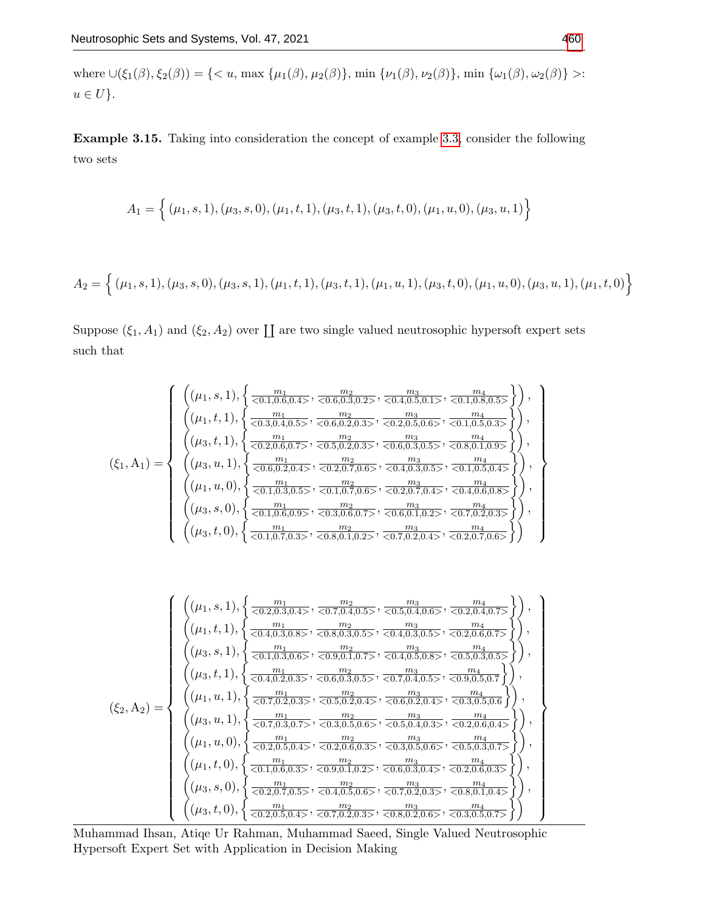where $\cup(\xi_1(\beta), \xi_2(\beta)) = \{< u, \max\{\mu_1(\beta), \mu_2(\beta)\}, \min\{\nu_1(\beta), \nu_2(\beta)\}, \min\{\omega_1(\beta), \omega_2(\beta)\} >: u \in U\}$.

**Example 3.15.** Taking into consideration the concept of example 3.3, consider the following two sets

$$A_1 = \Big\{ (\mu_1, s, 1), (\mu_3, s, 0), (\mu_1, t, 1), (\mu_3, t, 1), (\mu_3, t, 0), (\mu_1, u, 0), (\mu_3, u, 1) \Big\}$$

$$A_2 = \Big\{ (\mu_1, s, 1), (\mu_3, s, 0), (\mu_3, s, 1), (\mu_1, t, 1), (\mu_3, t, 1), (\mu_1, u, 1), (\mu_3, t, 0), (\mu_1, u, 0), (\mu_3, u, 1), (\mu_1, t, 0) \Big\}$$

Suppose $(\xi_1, A_1)$ and $(\xi_2, A_2)$ over $\coprod$ are two single valued neutrosophic hypersoft expert sets such that

$$(\xi_1, \mathrm{A}_1) = \left\{ \begin{array}{l} \left((\mu_1, s, 1), \left\{ \frac{m_1}{<0.1,0.6,0.4>}, \frac{m_2}{<0.6,0.3,0.2>}, \frac{m_3}{<0.4,0.5,0.1>}, \frac{m_4}{<0.1,0.8,0.5>} \right\}\right), \\ \left((\mu_1, t, 1), \left\{ \frac{m_1}{<0.3,0.4,0.5>}, \frac{m_2}{<0.6,0.2,0.3>}, \frac{m_3}{<0.2,0.5,0.6>}, \frac{m_4}{<0.1,0.5,0.3>} \right\}\right), \\ \left((\mu_3, t, 1), \left\{ \frac{m_1}{<0.2,0.6,0.7>}, \frac{m_2}{<0.5,0.2,0.3>}, \frac{m_3}{<0.6,0.3,0.5>}, \frac{m_4}{<0.8,0.1,0.9>} \right\}\right), \\ \left((\mu_3, u, 1), \left\{ \frac{m_1}{<0.6,0.2,0.4>}, \frac{m_2}{<0.2,0.7,0.6>}, \frac{m_3}{<0.4,0.3,0.5>}, \frac{m_4}{<0.1,0.5,0.4>} \right\}\right), \\ \left((\mu_1, u, 0), \left\{ \frac{m_1}{<0.1,0.3,0.5>}, \frac{m_2}{<0.1,0.7,0.6>}, \frac{m_3}{<0.2,0.7,0.4>}, \frac{m_4}{<0.4,0.6,0.8>} \right\}\right), \\ \left((\mu_3, s, 0), \left\{ \frac{m_1}{<0.1,0.6,0.9>}, \frac{m_2}{<0.3,0.6,0.7>}, \frac{m_3}{<0.6,0.1,0.2>}, \frac{m_4}{<0.7,0.2,0.3>} \right\}\right), \\ \left((\mu_3, t, 0), \left\{ \frac{m_1}{<0.1,0.7,0.3>}, \frac{m_2}{<0.8,0.1,0.2>}, \frac{m_3}{<0.7,0.2,0.4>}, \frac{m_4}{<0.2,0.7,0.6>} \right\}\right) \end{array} \right\}$$

$$(\xi_2, \mathrm{A}_2) = \left\{ \begin{array}{l} \left((\mu_1, s, 1), \left\{ \frac{m_1}{<0.2,0.3,0.4>}, \frac{m_2}{<0.7,0.4,0.5>}, \frac{m_3}{<0.5,0.4,0.6>}, \frac{m_4}{<0.2,0.4,0.7>} \right\}\right), \\ \left((\mu_1, t, 1), \left\{ \frac{m_1}{<0.4,0.3,0.8>}, \frac{m_2}{<0.8,0.3,0.5>}, \frac{m_3}{<0.4,0.3,0.5>}, \frac{m_4}{<0.2,0.6,0.7>} \right\}\right), \\ \left((\mu_3, s, 1), \left\{ \frac{m_1}{<0.1,0.3,0.6>}, \frac{m_2}{<0.9,0.1,0.7>}, \frac{m_3}{<0.4,0.5,0.8>}, \frac{m_4}{<0.5,0.3,0.5>} \right\}\right), \\ \left((\mu_3, t, 1), \left\{ \frac{m_1}{<0.4,0.2,0.3>}, \frac{m_2}{<0.6,0.3,0.5>}, \frac{m_3}{<0.7,0.4,0.5>}, \frac{m_4}{<0.9,0.5,0.7} \right\}\right), \\ \left((\mu_1, u, 1), \left\{ \frac{m_1}{<0.7,0.2,0.3>}, \frac{m_2}{<0.5,0.2,0.4>}, \frac{m_3}{<0.6,0.2,0.4>}, \frac{m_4}{<0.3,0.5,0.6} \right\}\right), \\ \left((\mu_3, u, 1), \left\{ \frac{m_1}{<0.7,0.3,0.7>}, \frac{m_2}{<0.3,0.5,0.6>}, \frac{m_3}{<0.5,0.4,0.3>}, \frac{m_4}{<0.2,0.6,0.4>} \right\}\right), \\ \left((\mu_1, u, 0), \left\{ \frac{m_1}{<0.2,0.5,0.4>}, \frac{m_2}{<0.2,0.6,0.3>}, \frac{m_3}{<0.3,0.5,0.6>}, \frac{m_4}{<0.5,0.3,0.7>} \right\}\right), \\ \left((\mu_1, t, 0), \left\{ \frac{m_1}{<0.1,0.6,0.3>}, \frac{m_2}{<0.9,0.1,0.2>}, \frac{m_3}{<0.6,0.3,0.4>}, \frac{m_4}{<0.2,0.6,0.3>} \right\}\right), \\ \left((\mu_3, s, 0), \left\{ \frac{m_1}{<0.2,0.7,0.5>}, \frac{m_2}{<0.4,0.5,0.6>}, \frac{m_3}{<0.7,0.2,0.3>}, \frac{m_4}{<0.8,0.1,0.4>} \right\}\right), \\ \left((\mu_3, t, 0), \left\{ \frac{m_1}{<0.2,0.5,0.4>}, \frac{m_2}{<0.7,0.2,0.3>}, \frac{m_3}{<0.8,0.2,0.6>}, \frac{m_4}{<0.3,0.5,0.7>} \right\}\right) \end{array} \right\}$$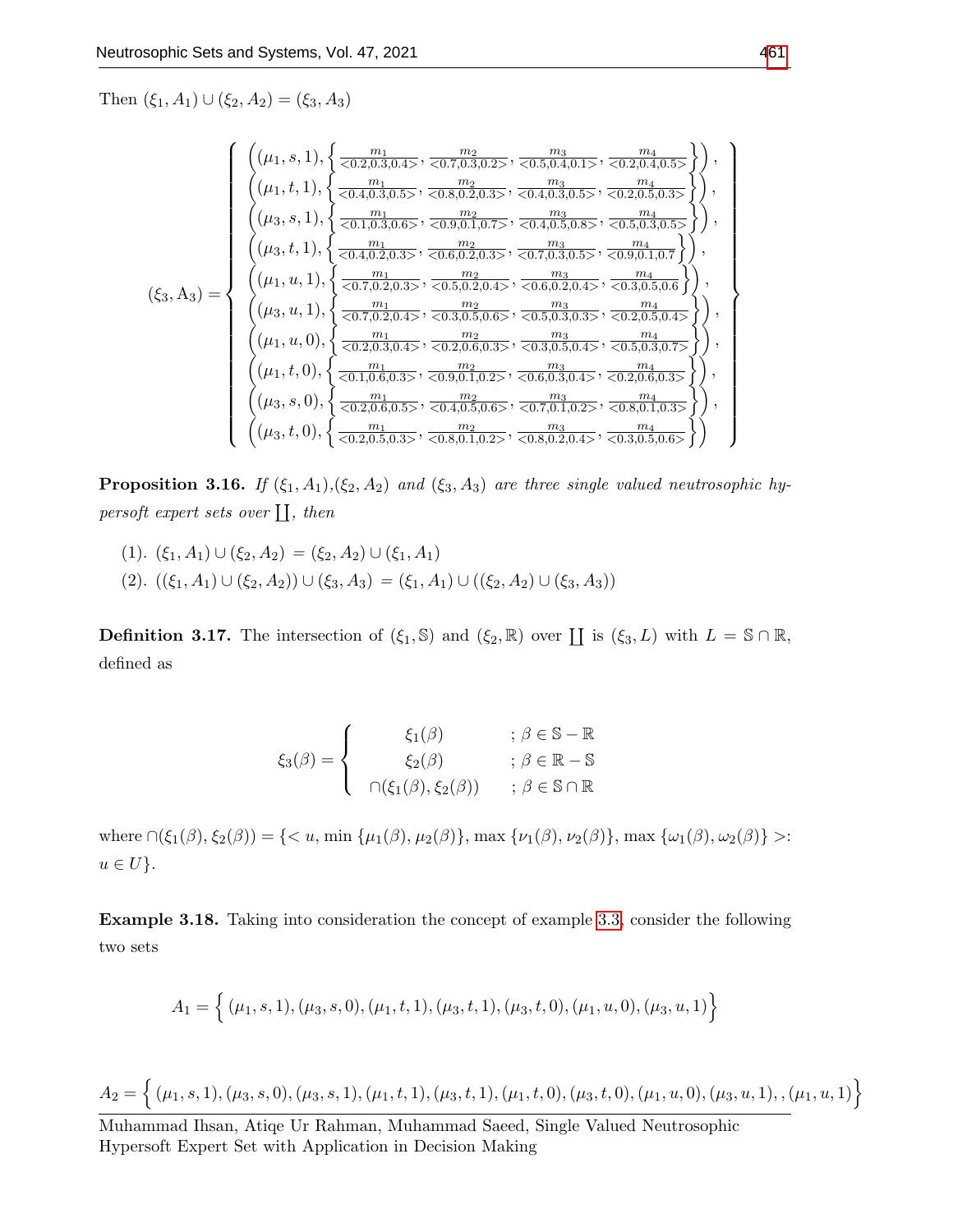Then $(\xi_1, A_1) \cup (\xi_2, A_2) = (\xi_3, A_3)$

$$
(\xi_3, A_3) = \left\{ \begin{array}{l}
\left((\mu_1, s, 1), \left\{ \frac{m_1}{<0.2,0.3,0.4>}, \frac{m_2}{<0.7,0.3,0.2>}, \frac{m_3}{<0.5,0.4,0.1>}, \frac{m_4}{<0.2,0.4,0.5>} \right\}\right), \\
\left((\mu_1, t, 1), \left\{ \frac{m_1}{<0.4,0.3,0.5>}, \frac{m_2}{<0.8,0.2,0.3>}, \frac{m_3}{<0.4,0.3,0.5>}, \frac{m_4}{<0.2,0.5,0.3>} \right\}\right), \\
\left((\mu_3, s, 1), \left\{ \frac{m_1}{<0.1,0.3,0.6>}, \frac{m_2}{<0.9,0.1,0.7>}, \frac{m_3}{<0.4,0.5,0.8>}, \frac{m_4}{<0.5,0.3,0.5>} \right\}\right), \\
\left((\mu_3, t, 1), \left\{ \frac{m_1}{<0.4,0.2,0.3>}, \frac{m_2}{<0.6,0.2,0.3>}, \frac{m_3}{<0.7,0.3,0.5>}, \frac{m_4}{<0.9,0.1,0.7} \right\}\right), \\
\left((\mu_1, u, 1), \left\{ \frac{m_1}{<0.7,0.2,0.3>}, \frac{m_2}{<0.5,0.2,0.4>}, \frac{m_3}{<0.6,0.2,0.4>}, \frac{m_4}{<0.3,0.5,0.6} \right\}\right), \\
\left((\mu_3, u, 1), \left\{ \frac{m_1}{<0.7,0.2,0.4>}, \frac{m_2}{<0.3,0.5,0.6>}, \frac{m_3}{<0.5,0.3,0.3>}, \frac{m_4}{<0.2,0.5,0.4>} \right\}\right), \\
\left((\mu_1, u, 0), \left\{ \frac{m_1}{<0.2,0.3,0.4>}, \frac{m_2}{<0.2,0.6,0.3>}, \frac{m_3}{<0.3,0.5,0.4>}, \frac{m_4}{<0.5,0.3,0.7>} \right\}\right), \\
\left((\mu_1, t, 0), \left\{ \frac{m_1}{<0.1,0.6,0.3>}, \frac{m_2}{<0.9,0.1,0.2>}, \frac{m_3}{<0.6,0.3,0.4>}, \frac{m_4}{<0.2,0.6,0.3>} \right\}\right), \\
\left((\mu_3, s, 0), \left\{ \frac{m_1}{<0.2,0.6,0.5>}, \frac{m_2}{<0.4,0.5,0.6>}, \frac{m_3}{<0.7,0.1,0.2>}, \frac{m_4}{<0.8,0.1,0.3>} \right\}\right), \\
\left((\mu_3, t, 0), \left\{ \frac{m_1}{<0.2,0.5,0.3>}, \frac{m_2}{<0.8,0.1,0.2>}, \frac{m_3}{<0.8,0.2,0.4>}, \frac{m_4}{<0.3,0.5,0.6>} \right\}\right)
\end{array} \right\}
$$

**Proposition 3.16.** *If $(\xi_1, A_1)$,$(\xi_2, A_2)$ and $(\xi_3, A_3)$ are three single valued neutrosophic hypersoft expert sets over $\coprod$, then*

(1). $(\xi_1, A_1) \cup (\xi_2, A_2) = (\xi_2, A_2) \cup (\xi_1, A_1)$

(2). $((\xi_1, A_1) \cup (\xi_2, A_2)) \cup (\xi_3, A_3) = (\xi_1, A_1) \cup ((\xi_2, A_2) \cup (\xi_3, A_3))$

**Definition 3.17.** The intersection of $(\xi_1, \mathbb{S})$ and $(\xi_2, \mathbb{R})$ over $\coprod$ is $(\xi_3, L)$ with $L = \mathbb{S} \cap \mathbb{R}$, defined as

$$
\xi_3(\beta) = \begin{cases} \xi_1(\beta) & ; \beta \in \mathbb{S} - \mathbb{R} \\ \xi_2(\beta) & ; \beta \in \mathbb{R} - \mathbb{S} \\ \cap(\xi_1(\beta), \xi_2(\beta)) & ; \beta \in \mathbb{S} \cap \mathbb{R} \end{cases}
$$

where $\cap(\xi_1(\beta), \xi_2(\beta)) = \{< u, \min\{\mu_1(\beta), \mu_2(\beta)\}, \max\{\nu_1(\beta), \nu_2(\beta)\}, \max\{\omega_1(\beta), \omega_2(\beta)\} >: u \in U\}$.

**Example 3.18.** Taking into consideration the concept of example 3.3, consider the following two sets

$$
A_1 = \Big\{ (\mu_1, s, 1), (\mu_3, s, 0), (\mu_1, t, 1), (\mu_3, t, 1), (\mu_3, t, 0), (\mu_1, u, 0), (\mu_3, u, 1) \Big\}
$$

$$
A_2 = \Big\{ (\mu_1, s, 1), (\mu_3, s, 0), (\mu_3, s, 1), (\mu_1, t, 1), (\mu_3, t, 1), (\mu_1, t, 0), (\mu_3, t, 0), (\mu_1, u, 0), (\mu_3, u, 1), , (\mu_1, u, 1) \Big\}
$$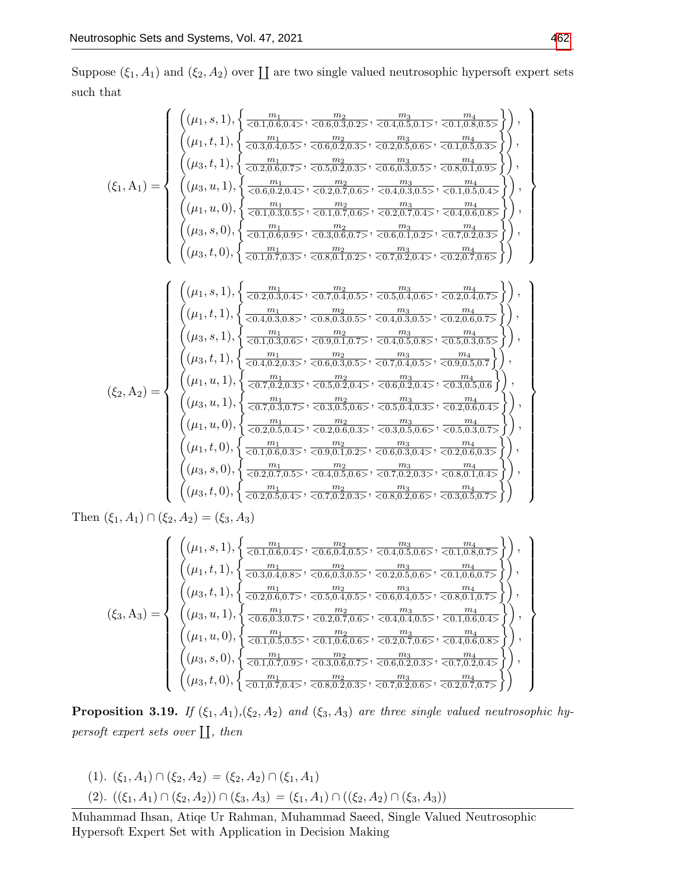Suppose $(\xi_1, A_1)$ and $(\xi_2, A_2)$ over $\coprod$ are two single valued neutrosophic hypersoft expert sets such that

$$(\xi_1, \mathrm{A}_1) = \left\{ \begin{array}{l} \left((\mu_1, s, 1), \left\{ \frac{m_1}{<0.1,0.6,0.4>}, \frac{m_2}{<0.6,0.3,0.2>}, \frac{m_3}{<0.4,0.5,0.1>}, \frac{m_4}{<0.1,0.8,0.5>} \right\}\right), \\ \left((\mu_1, t, 1), \left\{ \frac{m_1}{<0.3,0.4,0.5>}, \frac{m_2}{<0.6,0.2,0.3>}, \frac{m_3}{<0.2,0.5,0.6>}, \frac{m_4}{<0.1,0.5,0.3>} \right\}\right), \\ \left((\mu_3, t, 1), \left\{ \frac{m_1}{<0.2,0.6,0.7>}, \frac{m_2}{<0.5,0.2,0.3>}, \frac{m_3}{<0.6,0.3,0.5>}, \frac{m_4}{<0.8,0.1,0.9>} \right\}\right), \\ \left((\mu_3, u, 1), \left\{ \frac{m_1}{<0.6,0.2,0.4>}, \frac{m_2}{<0.2,0.7,0.6>}, \frac{m_3}{<0.4,0.3,0.5>}, \frac{m_4}{<0.1,0.5,0.4>} \right\}\right), \\ \left((\mu_1, u, 0), \left\{ \frac{m_1}{<0.1,0.3,0.5>}, \frac{m_2}{<0.1,0.7,0.6>}, \frac{m_3}{<0.2,0.7,0.4>}, \frac{m_4}{<0.4,0.6,0.8>} \right\}\right), \\ \left((\mu_3, s, 0), \left\{ \frac{m_1}{<0.1,0.6,0.9>}, \frac{m_2}{<0.3,0.6,0.7>}, \frac{m_3}{<0.6,0.1,0.2>}, \frac{m_4}{<0.7,0.2,0.3>} \right\}\right), \\ \left((\mu_3, t, 0), \left\{ \frac{m_1}{<0.1,0.7,0.3>}, \frac{m_2}{<0.8,0.1,0.2>}, \frac{m_3}{<0.7,0.2,0.4>}, \frac{m_4}{<0.2,0.7,0.6>} \right\}\right) \end{array} \right\}$$

$$(\xi_2, \mathrm{A}_2) = \left\{ \begin{array}{l} \left((\mu_1, s, 1), \left\{ \frac{m_1}{<0.2,0.3,0.4>}, \frac{m_2}{<0.7,0.4,0.5>}, \frac{m_3}{<0.5,0.4,0.6>}, \frac{m_4}{<0.2,0.4,0.7>} \right\}\right), \\ \left((\mu_1, t, 1), \left\{ \frac{m_1}{<0.4,0.3,0.8>}, \frac{m_2}{<0.8,0.3,0.5>}, \frac{m_3}{<0.4,0.3,0.5>}, \frac{m_4}{<0.2,0.6,0.7>} \right\}\right), \\ \left((\mu_3, s, 1), \left\{ \frac{m_1}{<0.1,0.3,0.6>}, \frac{m_2}{<0.9,0.1,0.7>}, \frac{m_3}{<0.4,0.5,0.8>}, \frac{m_4}{<0.5,0.3,0.5>} \right\}\right), \\ \left((\mu_3, t, 1), \left\{ \frac{m_1}{<0.4,0.2,0.3>}, \frac{m_2}{<0.6,0.3,0.5>}, \frac{m_3}{<0.7,0.4,0.5>}, \frac{m_4}{<0.9,0.5,0.7} \right\}\right), \\ \left((\mu_1, u, 1), \left\{ \frac{m_1}{<0.7,0.2,0.3>}, \frac{m_2}{<0.5,0.2,0.4>}, \frac{m_3}{<0.6,0.2,0.4>}, \frac{m_4}{<0.3,0.5,0.6} \right\}\right), \\ \left((\mu_3, u, 1), \left\{ \frac{m_1}{<0.7,0.3,0.7>}, \frac{m_2}{<0.3,0.5,0.6>}, \frac{m_3}{<0.5,0.4,0.3>}, \frac{m_4}{<0.2,0.6,0.4>} \right\}\right), \\ \left((\mu_1, u, 0), \left\{ \frac{m_1}{<0.2,0.5,0.4>}, \frac{m_2}{<0.2,0.6,0.3>}, \frac{m_3}{<0.3,0.5,0.6>}, \frac{m_4}{<0.5,0.3,0.7>} \right\}\right), \\ \left((\mu_1, t, 0), \left\{ \frac{m_1}{<0.1,0.6,0.3>}, \frac{m_2}{<0.9,0.1,0.2>}, \frac{m_3}{<0.6,0.3,0.4>}, \frac{m_4}{<0.2,0.6,0.3>} \right\}\right), \\ \left((\mu_3, s, 0), \left\{ \frac{m_1}{<0.2,0.7,0.5>}, \frac{m_2}{<0.4,0.5,0.6>}, \frac{m_3}{<0.7,0.2,0.3>}, \frac{m_4}{<0.8,0.1,0.4>} \right\}\right), \\ \left((\mu_3, t, 0), \left\{ \frac{m_1}{<0.2,0.5,0.4>}, \frac{m_2}{<0.7,0.2,0.3>}, \frac{m_3}{<0.8,0.2,0.6>}, \frac{m_4}{<0.3,0.5,0.7>} \right\}\right) \end{array} \right\}$$

Then $(\xi_1, A_1) \cap (\xi_2, A_2) = (\xi_3, A_3)$

$$(\xi_3, \mathrm{A}_3) = \left\{ \begin{array}{l} \left((\mu_1, s, 1), \left\{ \frac{m_1}{<0.1,0.6,0.4>}, \frac{m_2}{<0.6,0.4,0.5>}, \frac{m_3}{<0.4,0.5,0.6>}, \frac{m_4}{<0.1,0.8,0.7>} \right\}\right), \\ \left((\mu_1, t, 1), \left\{ \frac{m_1}{<0.3,0.4,0.8>}, \frac{m_2}{<0.6,0.3,0.5>}, \frac{m_3}{<0.2,0.5,0.6>}, \frac{m_4}{<0.1,0.6,0.7>} \right\}\right), \\ \left((\mu_3, t, 1), \left\{ \frac{m_1}{<0.2,0.6,0.7>}, \frac{m_2}{<0.5,0.4,0.5>}, \frac{m_3}{<0.6,0.4,0.5>}, \frac{m_4}{<0.8,0.1,0.7>} \right\}\right), \\ \left((\mu_3, u, 1), \left\{ \frac{m_1}{<0.6,0.3,0.7>}, \frac{m_2}{<0.2,0.7,0.6>}, \frac{m_3}{<0.4,0.4,0.5>}, \frac{m_4}{<0.1,0.6,0.4>} \right\}\right), \\ \left((\mu_1, u, 0), \left\{ \frac{m_1}{<0.1,0.5,0.5>}, \frac{m_2}{<0.1,0.6,0.6>}, \frac{m_3}{<0.2,0.7,0.6>}, \frac{m_4}{<0.4,0.6,0.8>} \right\}\right), \\ \left((\mu_3, s, 0), \left\{ \frac{m_1}{<0.1,0.7,0.9>}, \frac{m_2}{<0.3,0.6,0.7>}, \frac{m_3}{<0.6,0.2,0.3>}, \frac{m_4}{<0.7,0.2,0.4>} \right\}\right), \\ \left((\mu_3, t, 0), \left\{ \frac{m_1}{<0.1,0.7,0.4>}, \frac{m_2}{<0.8,0.2,0.3>}, \frac{m_3}{<0.7,0.2,0.6>}, \frac{m_4}{<0.2,0.7,0.7>} \right\}\right) \end{array} \right\}$$

**Proposition 3.19.** *If $(\xi_1, A_1)$, $(\xi_2, A_2)$ and $(\xi_3, A_3)$ are three single valued neutrosophic hypersoft expert sets over $\coprod$, then*

(1). $(\xi_1, A_1) \cap (\xi_2, A_2) = (\xi_2, A_2) \cap (\xi_1, A_1)$

(2). $((\xi_1, A_1) \cap (\xi_2, A_2)) \cap (\xi_3, A_3) = (\xi_1, A_1) \cap ((\xi_2, A_2) \cap (\xi_3, A_3))$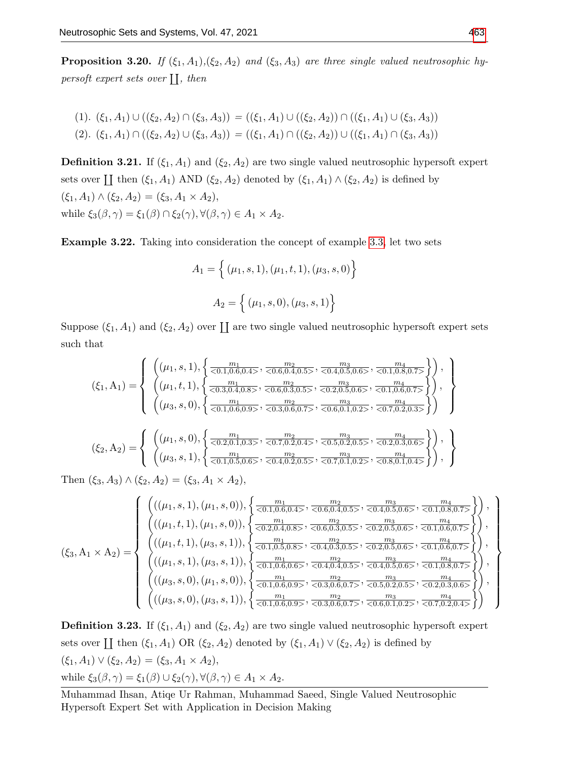**Proposition 3.20.** *If $(\xi_1, A_1)$,$(\xi_2, A_2)$ and $(\xi_3, A_3)$ are three single valued neutrosophic hypersoft expert sets over $\coprod$, then*

(1). $(\xi_1, A_1) \cup ((\xi_2, A_2) \cap (\xi_3, A_3)) = ((\xi_1, A_1) \cup ((\xi_2, A_2)) \cap ((\xi_1, A_1) \cup (\xi_3, A_3))$

(2). $(\xi_1, A_1) \cap ((\xi_2, A_2) \cup (\xi_3, A_3)) = ((\xi_1, A_1) \cap ((\xi_2, A_2)) \cup ((\xi_1, A_1) \cap (\xi_3, A_3))$

**Definition 3.21.** If $(\xi_1, A_1)$ and $(\xi_2, A_2)$ are two single valued neutrosophic hypersoft expert sets over $\coprod$ then $(\xi_1, A_1)$ AND $(\xi_2, A_2)$ denoted by $(\xi_1, A_1) \wedge (\xi_2, A_2)$ is defined by
$(\xi_1, A_1) \wedge (\xi_2, A_2) = (\xi_3, A_1 \times A_2)$,
while $\xi_3(\beta, \gamma) = \xi_1(\beta) \cap \xi_2(\gamma), \forall (\beta, \gamma) \in A_1 \times A_2$.

**Example 3.22.** Taking into consideration the concept of example 3.3, let two sets

$$A_1 = \Big\{ (\mu_1, s, 1), (\mu_1, t, 1), (\mu_3, s, 0) \Big\}$$

$$A_2 = \Big\{ (\mu_1, s, 0), (\mu_3, s, 1) \Big\}$$

Suppose $(\xi_1, A_1)$ and $(\xi_2, A_2)$ over $\coprod$ are two single valued neutrosophic hypersoft expert sets such that

$$(\xi_1, \mathrm{A}_1) = \left\{ \begin{array}{l} \left((\mu_1, s, 1), \left\{ \frac{m_1}{<0.1,0.6,0.4>}, \frac{m_2}{<0.6,0.4,0.5>}, \frac{m_3}{<0.4,0.5,0.6>}, \frac{m_4}{<0.1,0.8,0.7>} \right\}\right), \\ \left((\mu_1, t, 1), \left\{ \frac{m_1}{<0.3,0.4,0.8>}, \frac{m_2}{<0.6,0.3,0.5>}, \frac{m_3}{<0.2,0.5,0.6>}, \frac{m_4}{<0.1,0.6,0.7>} \right\}\right), \\ \left((\mu_3, s, 0), \left\{ \frac{m_1}{<0.1,0.6,0.9>}, \frac{m_2}{<0.3,0.6,0.7>}, \frac{m_3}{<0.6,0.1,0.2>}, \frac{m_4}{<0.7,0.2,0.3>} \right\}\right) \end{array} \right\}$$

$$(\xi_2, \mathrm{A}_2) = \left\{ \begin{array}{l} \left((\mu_1, s, 0), \left\{ \frac{m_1}{<0.2,0.1,0.3>}, \frac{m_2}{<0.7,0.2,0.4>}, \frac{m_3}{<0.5,0.2,0.5>}, \frac{m_4}{<0.2,0.3,0.6>} \right\}\right), \\ \left((\mu_3, s, 1), \left\{ \frac{m_1}{<0.1,0.5,0.6>}, \frac{m_2}{<0.4,0.2,0.5>}, \frac{m_3}{<0.7,0.1,0.2>}, \frac{m_4}{<0.8,0.1,0.4>} \right\}\right), \end{array} \right\}$$

Then $(\xi_3, A_3) \wedge (\xi_2, A_2) = (\xi_3, A_1 \times A_2)$,

$$(\xi_3, \mathrm{A}_1 \times \mathrm{A}_2) = \left\{ \begin{array}{l} \left(((\mu_1, s, 1), (\mu_1, s, 0)), \left\{ \frac{m_1}{<0.1,0.6,0.4>}, \frac{m_2}{<0.6,0.4,0.5>}, \frac{m_3}{<0.4,0.5,0.6>}, \frac{m_4}{<0.1,0.8,0.7>} \right\}\right), \\ \left(((\mu_1, t, 1), (\mu_1, s, 0)), \left\{ \frac{m_1}{<0.2,0.4,0.8>}, \frac{m_2}{<0.6,0.3,0.5>}, \frac{m_3}{<0.2,0.5,0.6>}, \frac{m_4}{<0.1,0.6,0.7>} \right\}\right), \\ \left(((\mu_1, t, 1), (\mu_3, s, 1)), \left\{ \frac{m_1}{<0.1,0.5,0.8>}, \frac{m_2}{<0.4,0.3,0.5>}, \frac{m_3}{<0.2,0.5,0.6>}, \frac{m_4}{<0.1,0.6,0.7>} \right\}\right), \\ \left(((\mu_1, s, 1), (\mu_3, s, 1)), \left\{ \frac{m_1}{<0.1,0.6,0.6>}, \frac{m_2}{<0.4,0.4,0.5>}, \frac{m_3}{<0.4,0.5,0.6>}, \frac{m_4}{<0.1,0.8,0.7>} \right\}\right), \\ \left(((\mu_3, s, 0), (\mu_1, s, 0)), \left\{ \frac{m_1}{<0.1,0.6,0.9>}, \frac{m_2}{<0.3,0.6,0.7>}, \frac{m_3}{<0.5,0.2,0.5>}, \frac{m_4}{<0.2,0.3,0.6>} \right\}\right), \\ \left(((\mu_3, s, 0), (\mu_3, s, 1)), \left\{ \frac{m_1}{<0.1,0.6,0.9>}, \frac{m_2}{<0.3,0.6,0.7>}, \frac{m_3}{<0.6,0.1,0.2>}, \frac{m_4}{<0.7,0.2,0.4>} \right\}\right) \end{array} \right\}$$

**Definition 3.23.** If $(\xi_1, A_1)$ and $(\xi_2, A_2)$ are two single valued neutrosophic hypersoft expert sets over $\coprod$ then $(\xi_1, A_1)$ OR $(\xi_2, A_2)$ denoted by $(\xi_1, A_1) \vee (\xi_2, A_2)$ is defined by
$(\xi_1, A_1) \vee (\xi_2, A_2) = (\xi_3, A_1 \times A_2)$,
while $\xi_3(\beta, \gamma) = \xi_1(\beta) \cup \xi_2(\gamma), \forall (\beta, \gamma) \in A_1 \times A_2$.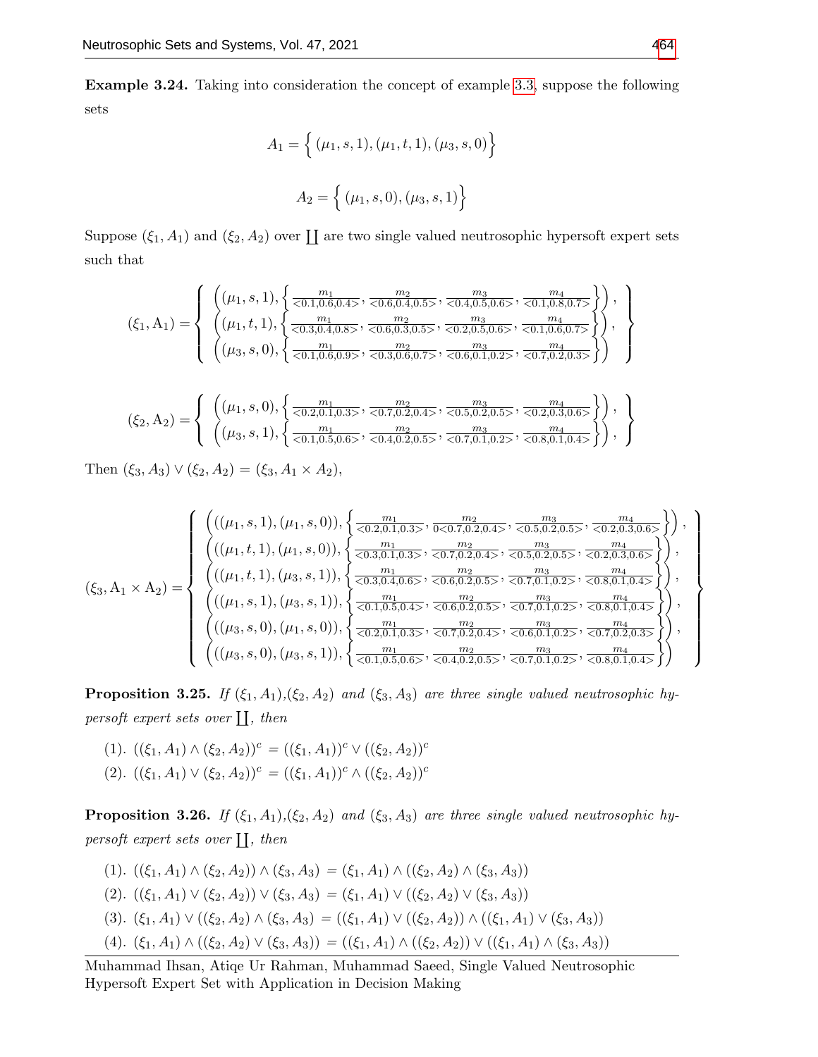**Example 3.24.** Taking into consideration the concept of example 3.3, suppose the following sets

$$A_1 = \Big\{ (\mu_1, s, 1), (\mu_1, t, 1), (\mu_3, s, 0) \Big\}$$

$$A_2 = \Big\{ (\mu_1, s, 0), (\mu_3, s, 1) \Big\}$$

Suppose $(\xi_1, A_1)$ and $(\xi_2, A_2)$ over $\coprod$ are two single valued neutrosophic hypersoft expert sets such that

$$(\xi_1, \mathrm{A}_1) = \left\{ \begin{array}{l} \left( (\mu_1, s, 1), \left\{ \frac{m_1}{<0.1,0.6,0.4>}, \frac{m_2}{<0.6,0.4,0.5>}, \frac{m_3}{<0.4,0.5,0.6>}, \frac{m_4}{<0.1,0.8,0.7>} \right\} \right), \\ \left( (\mu_1, t, 1), \left\{ \frac{m_1}{<0.3,0.4,0.8>}, \frac{m_2}{<0.6,0.3,0.5>}, \frac{m_3}{<0.2,0.5,0.6>}, \frac{m_4}{<0.1,0.6,0.7>} \right\} \right), \\ \left( (\mu_3, s, 0), \left\{ \frac{m_1}{<0.1,0.6,0.9>}, \frac{m_2}{<0.3,0.6,0.7>}, \frac{m_3}{<0.6,0.1,0.2>}, \frac{m_4}{<0.7,0.2,0.3>} \right\} \right) \end{array} \right\}$$

$$(\xi_2, \mathrm{A}_2) = \left\{ \begin{array}{l} \left( (\mu_1, s, 0), \left\{ \frac{m_1}{<0.2,0.1,0.3>}, \frac{m_2}{<0.7,0.2,0.4>}, \frac{m_3}{<0.5,0.2,0.5>}, \frac{m_4}{<0.2,0.3,0.6>} \right\} \right), \\ \left( (\mu_3, s, 1), \left\{ \frac{m_1}{<0.1,0.5,0.6>}, \frac{m_2}{<0.4,0.2,0.5>}, \frac{m_3}{<0.7,0.1,0.2>}, \frac{m_4}{<0.8,0.1,0.4>} \right\} \right), \end{array} \right\}$$

Then $(\xi_3, A_3) \vee (\xi_2, A_2) = (\xi_3, A_1 \times A_2)$,

$$(\xi_3, \mathrm{A}_1 \times \mathrm{A}_2) = \left\{ \begin{array}{l} \left( ((\mu_1, s, 1), (\mu_1, s, 0)), \left\{ \frac{m_1}{<0.2,0.1,0.3>}, \frac{m_2}{0<0.7,0.2,0.4>}, \frac{m_3}{<0.5,0.2,0.5>}, \frac{m_4}{<0.2,0.3,0.6>} \right\} \right), \\ \left( ((\mu_1, t, 1), (\mu_1, s, 0)), \left\{ \frac{m_1}{<0.3,0.1,0.3>}, \frac{m_2}{<0.7,0.2,0.4>}, \frac{m_3}{<0.5,0.2,0.5>}, \frac{m_4}{<0.2,0.3,0.6>} \right\} \right), \\ \left( ((\mu_1, t, 1), (\mu_3, s, 1)), \left\{ \frac{m_1}{<0.3,0.4,0.6>}, \frac{m_2}{<0.6,0.2,0.5>}, \frac{m_3}{<0.7,0.1,0.2>}, \frac{m_4}{<0.8,0.1,0.4>} \right\} \right), \\ \left( ((\mu_1, s, 1), (\mu_3, s, 1)), \left\{ \frac{m_1}{<0.1,0.5,0.4>}, \frac{m_2}{<0.6,0.2,0.5>}, \frac{m_3}{<0.7,0.1,0.2>}, \frac{m_4}{<0.8,0.1,0.4>} \right\} \right), \\ \left( ((\mu_3, s, 0), (\mu_1, s, 0)), \left\{ \frac{m_1}{<0.2,0.1,0.3>}, \frac{m_2}{<0.7,0.2,0.4>}, \frac{m_3}{<0.6,0.1,0.2>}, \frac{m_4}{<0.7,0.2,0.3>} \right\} \right), \\ \left( ((\mu_3, s, 0), (\mu_3, s, 1)), \left\{ \frac{m_1}{<0.1,0.5,0.6>}, \frac{m_2}{<0.4,0.2,0.5>}, \frac{m_3}{<0.7,0.1,0.2>}, \frac{m_4}{<0.8,0.1,0.4>} \right\} \right) \end{array} \right\}$$

**Proposition 3.25.** *If $(\xi_1, A_1)$,$(\xi_2, A_2)$ and $(\xi_3, A_3)$ are three single valued neutrosophic hypersoft expert sets over $\coprod$, then*

(1). $((\xi_1, A_1) \wedge (\xi_2, A_2))^c = ((\xi_1, A_1))^c \vee ((\xi_2, A_2))^c$

(2). $((\xi_1, A_1) \vee (\xi_2, A_2))^c = ((\xi_1, A_1))^c \wedge ((\xi_2, A_2))^c$

**Proposition 3.26.** *If $(\xi_1, A_1)$,$(\xi_2, A_2)$ and $(\xi_3, A_3)$ are three single valued neutrosophic hypersoft expert sets over $\coprod$, then*

(1). $((\xi_1, A_1) \wedge (\xi_2, A_2)) \wedge (\xi_3, A_3) = (\xi_1, A_1) \wedge ((\xi_2, A_2) \wedge (\xi_3, A_3))$

(2). $((\xi_1, A_1) \vee (\xi_2, A_2)) \vee (\xi_3, A_3) = (\xi_1, A_1) \vee ((\xi_2, A_2) \vee (\xi_3, A_3))$

(3). $(\xi_1, A_1) \vee ((\xi_2, A_2) \wedge (\xi_3, A_3) = ((\xi_1, A_1) \vee ((\xi_2, A_2)) \wedge ((\xi_1, A_1) \vee (\xi_3, A_3))$

(4). $(\xi_1, A_1) \wedge ((\xi_2, A_2) \vee (\xi_3, A_3)) = ((\xi_1, A_1) \wedge ((\xi_2, A_2)) \vee ((\xi_1, A_1) \wedge (\xi_3, A_3))$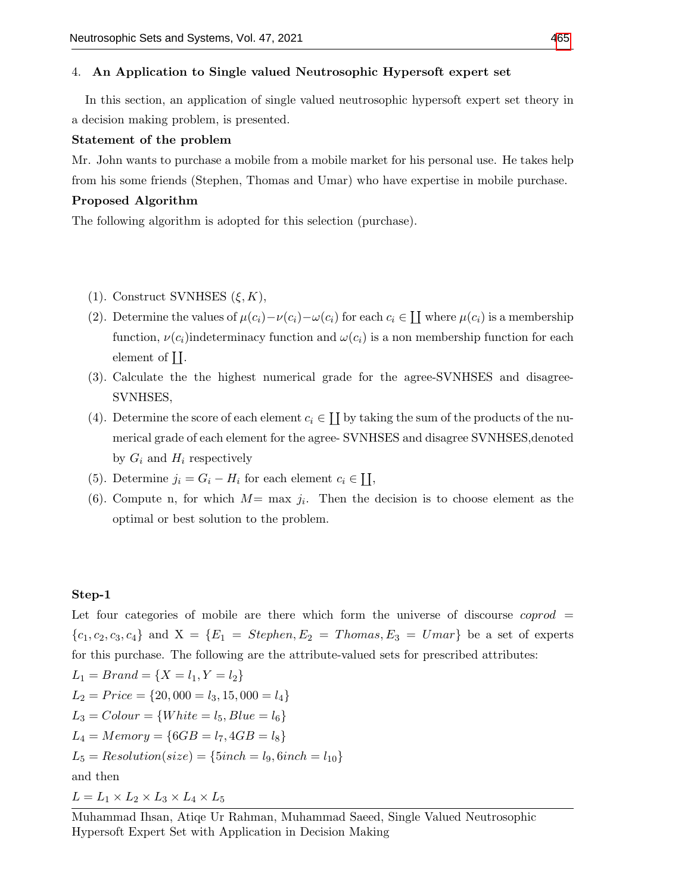## 4. An Application to Single valued Neutrosophic Hypersoft expert set

In this section, an application of single valued neutrosophic hypersoft expert set theory in a decision making problem, is presented.

**Statement of the problem**

Mr. John wants to purchase a mobile from a mobile market for his personal use. He takes help from his some friends (Stephen, Thomas and Umar) who have expertise in mobile purchase.

**Proposed Algorithm**

The following algorithm is adopted for this selection (purchase).

(1). Construct SVNHSES $(\xi, K)$,

(2). Determine the values of $\mu(c_i) - \nu(c_i) - \omega(c_i)$ for each $c_i \in \coprod$ where $\mu(c_i)$ is a membership function, $\nu(c_i)$indeterminacy function and $\omega(c_i)$ is a non membership function for each element of $\coprod$.

(3). Calculate the the highest numerical grade for the agree-SVNHSES and disagree-SVNHSES,

(4). Determine the score of each element $c_i \in \coprod$ by taking the sum of the products of the numerical grade of each element for the agree- SVNHSES and disagree SVNHSES,denoted by $G_i$ and $H_i$ respectively

(5). Determine $j_i = G_i - H_i$ for each element $c_i \in \coprod$,

(6). Compute n, for which $M=$ max $j_i$. Then the decision is to choose element as the optimal or best solution to the problem.

**Step-1**

Let four categories of mobile are there which form the universe of discourse $coprod = \{c_1, c_2, c_3, c_4\}$ and X $= \{E_1 = Stephen, E_2 = Thomas, E_3 = Umar\}$ be a set of experts for this purchase. The following are the attribute-valued sets for prescribed attributes:

$L_1 = Brand = \{X = l_1, Y = l_2\}$

$L_2 = Price = \{20,000 = l_3, 15,000 = l_4\}$

$L_3 = Colour = \{White = l_5, Blue = l_6\}$

$L_4 = Memory = \{6GB = l_7, 4GB = l_8\}$

$L_5 = Resolution(size) = \{5inch = l_9, 6inch = l_{10}\}$

and then

$L = L_1 \times L_2 \times L_3 \times L_4 \times L_5$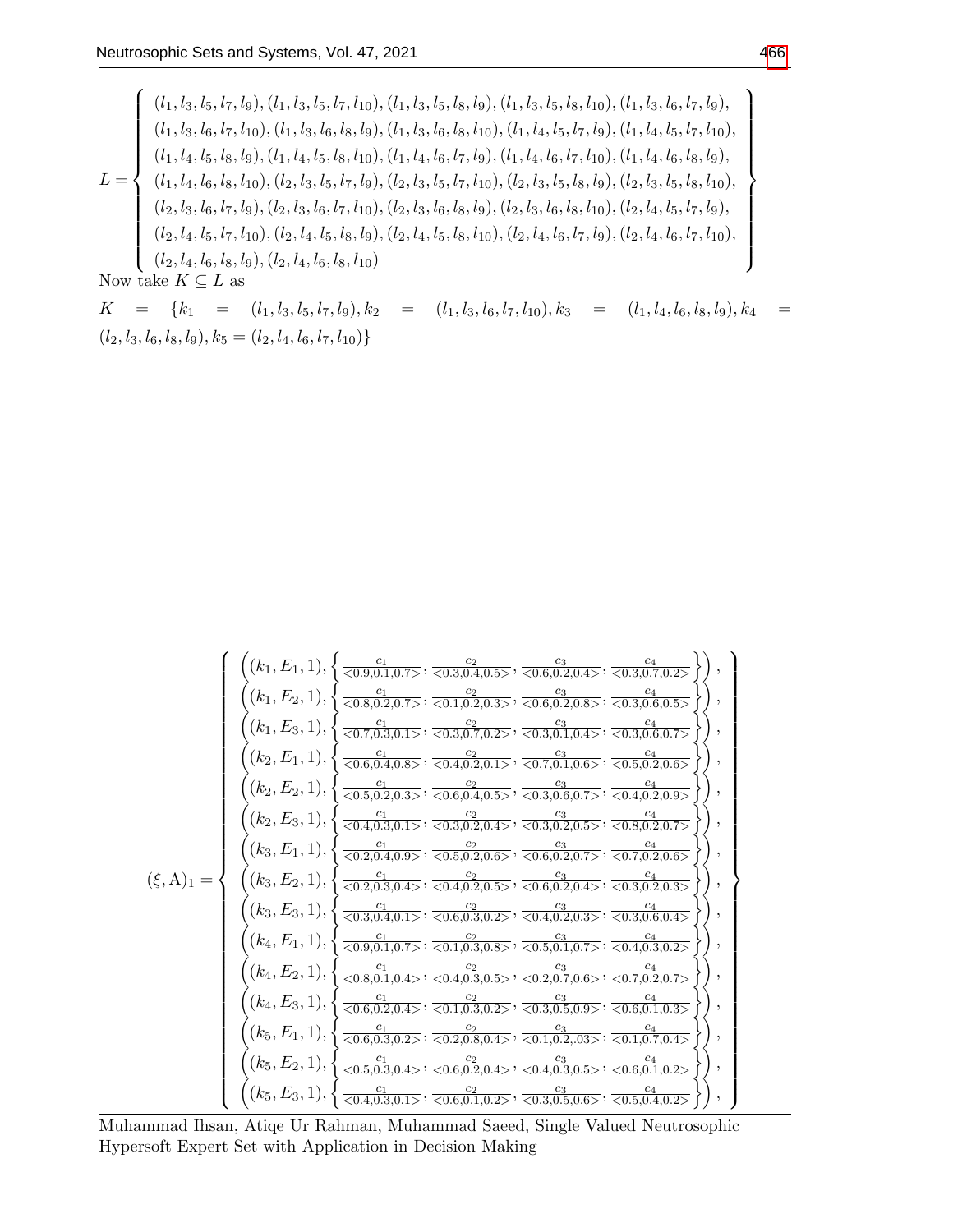$$L = \left\{ \begin{array}{l} (l_1,l_3,l_5,l_7,l_9),(l_1,l_3,l_5,l_7,l_{10}),(l_1,l_3,l_5,l_8,l_9),(l_1,l_3,l_5,l_8,l_{10}),(l_1,l_3,l_6,l_7,l_9), \\ (l_1,l_3,l_6,l_7,l_{10}),(l_1,l_3,l_6,l_8,l_9),(l_1,l_3,l_6,l_8,l_{10}),(l_1,l_4,l_5,l_7,l_9),(l_1,l_4,l_5,l_7,l_{10}), \\ (l_1,l_4,l_5,l_8,l_9),(l_1,l_4,l_5,l_8,l_{10}),(l_1,l_4,l_6,l_7,l_9),(l_1,l_4,l_6,l_7,l_{10}),(l_1,l_4,l_6,l_8,l_9), \\ (l_1,l_4,l_6,l_8,l_{10}),(l_2,l_3,l_5,l_7,l_9),(l_2,l_3,l_5,l_7,l_{10}),(l_2,l_3,l_5,l_8,l_9),(l_2,l_3,l_5,l_8,l_{10}), \\ (l_2,l_3,l_6,l_7,l_9),(l_2,l_3,l_6,l_7,l_{10}),(l_2,l_3,l_6,l_8,l_9),(l_2,l_3,l_6,l_8,l_{10}),(l_2,l_4,l_5,l_7,l_9), \\ (l_2,l_4,l_5,l_7,l_{10}),(l_2,l_4,l_5,l_8,l_9),(l_2,l_4,l_5,l_8,l_{10}),(l_2,l_4,l_6,l_7,l_9),(l_2,l_4,l_6,l_7,l_{10}), \\ (l_2,l_4,l_6,l_8,l_9),(l_2,l_4,l_6,l_8,l_{10}) \end{array} \right\}$$

Now take $K \subseteq L$ as

$K = \{k_1 = (l_1,l_3,l_5,l_7,l_9), k_2 = (l_1,l_3,l_6,l_7,l_{10}), k_3 = (l_1,l_4,l_6,l_8,l_9), k_4 = (l_2,l_3,l_6,l_8,l_9), k_5 = (l_2,l_4,l_6,l_7,l_{10})\}$

$$(\xi, \mathrm{A})_1 = \left\{ \begin{array}{l}
\left((k_1,E_1,1),\left\{\frac{c_1}{<0.9,0.1,0.7>},\frac{c_2}{<0.3,0.4,0.5>},\frac{c_3}{<0.6,0.2,0.4>},\frac{c_4}{<0.3,0.7,0.2>}\right\}\right), \\
\left((k_1,E_2,1),\left\{\frac{c_1}{<0.8,0.2,0.7>},\frac{c_2}{<0.1,0.2,0.3>},\frac{c_3}{<0.6,0.2,0.8>},\frac{c_4}{<0.3,0.6,0.5>}\right\}\right), \\
\left((k_1,E_3,1),\left\{\frac{c_1}{<0.7,0.3,0.1>},\frac{c_2}{<0.3,0.7,0.2>},\frac{c_3}{<0.3,0.1,0.4>},\frac{c_4}{<0.3,0.6,0.7>}\right\}\right), \\
\left((k_2,E_1,1),\left\{\frac{c_1}{<0.6,0.4,0.8>},\frac{c_2}{<0.4,0.2,0.1>},\frac{c_3}{<0.7,0.1,0.6>},\frac{c_4}{<0.5,0.2,0.6>}\right\}\right), \\
\left((k_2,E_2,1),\left\{\frac{c_1}{<0.5,0.2,0.3>},\frac{c_2}{<0.6,0.4,0.5>},\frac{c_3}{<0.3,0.6,0.7>},\frac{c_4}{<0.4,0.2,0.9>}\right\}\right), \\
\left((k_2,E_3,1),\left\{\frac{c_1}{<0.4,0.3,0.1>},\frac{c_2}{<0.3,0.2,0.4>},\frac{c_3}{<0.3,0.2,0.5>},\frac{c_4}{<0.8,0.2,0.7>}\right\}\right), \\
\left((k_3,E_1,1),\left\{\frac{c_1}{<0.2,0.4,0.9>},\frac{c_2}{<0.5,0.2,0.6>},\frac{c_3}{<0.6,0.2,0.7>},\frac{c_4}{<0.7,0.2,0.6>}\right\}\right), \\
\left((k_3,E_2,1),\left\{\frac{c_1}{<0.2,0.3,0.4>},\frac{c_2}{<0.4,0.2,0.5>},\frac{c_3}{<0.6,0.2,0.4>},\frac{c_4}{<0.3,0.2,0.3>}\right\}\right), \\
\left((k_3,E_3,1),\left\{\frac{c_1}{<0.3,0.4,0.1>},\frac{c_2}{<0.6,0.3,0.2>},\frac{c_3}{<0.4,0.2,0.3>},\frac{c_4}{<0.3,0.6,0.4>}\right\}\right), \\
\left((k_4,E_1,1),\left\{\frac{c_1}{<0.9,0.1,0.7>},\frac{c_2}{<0.1,0.3,0.8>},\frac{c_3}{<0.5,0.1,0.7>},\frac{c_4}{<0.4,0.3,0.2>}\right\}\right), \\
\left((k_4,E_2,1),\left\{\frac{c_1}{<0.8,0.1,0.4>},\frac{c_2}{<0.4,0.3,0.5>},\frac{c_3}{<0.2,0.7,0.6>},\frac{c_4}{<0.7,0.2,0.7>}\right\}\right), \\
\left((k_4,E_3,1),\left\{\frac{c_1}{<0.6,0.2,0.4>},\frac{c_2}{<0.1,0.3,0.2>},\frac{c_3}{<0.3,0.5,0.9>},\frac{c_4}{<0.6,0.1,0.3>}\right\}\right), \\
\left((k_5,E_1,1),\left\{\frac{c_1}{<0.6,0.3,0.2>},\frac{c_2}{<0.2,0.8,0.4>},\frac{c_3}{<0.1,0.2,.03>},\frac{c_4}{<0.1,0.7,0.4>}\right\}\right), \\
\left((k_5,E_2,1),\left\{\frac{c_1}{<0.5,0.3,0.4>},\frac{c_2}{<0.6,0.2,0.4>},\frac{c_3}{<0.4,0.3,0.5>},\frac{c_4}{<0.6,0.1,0.2>}\right\}\right), \\
\left((k_5,E_3,1),\left\{\frac{c_1}{<0.4,0.3,0.1>},\frac{c_2}{<0.6,0.1,0.2>},\frac{c_3}{<0.3,0.5,0.6>},\frac{c_4}{<0.5,0.4,0.2>}\right\}\right),
\end{array} \right\}$$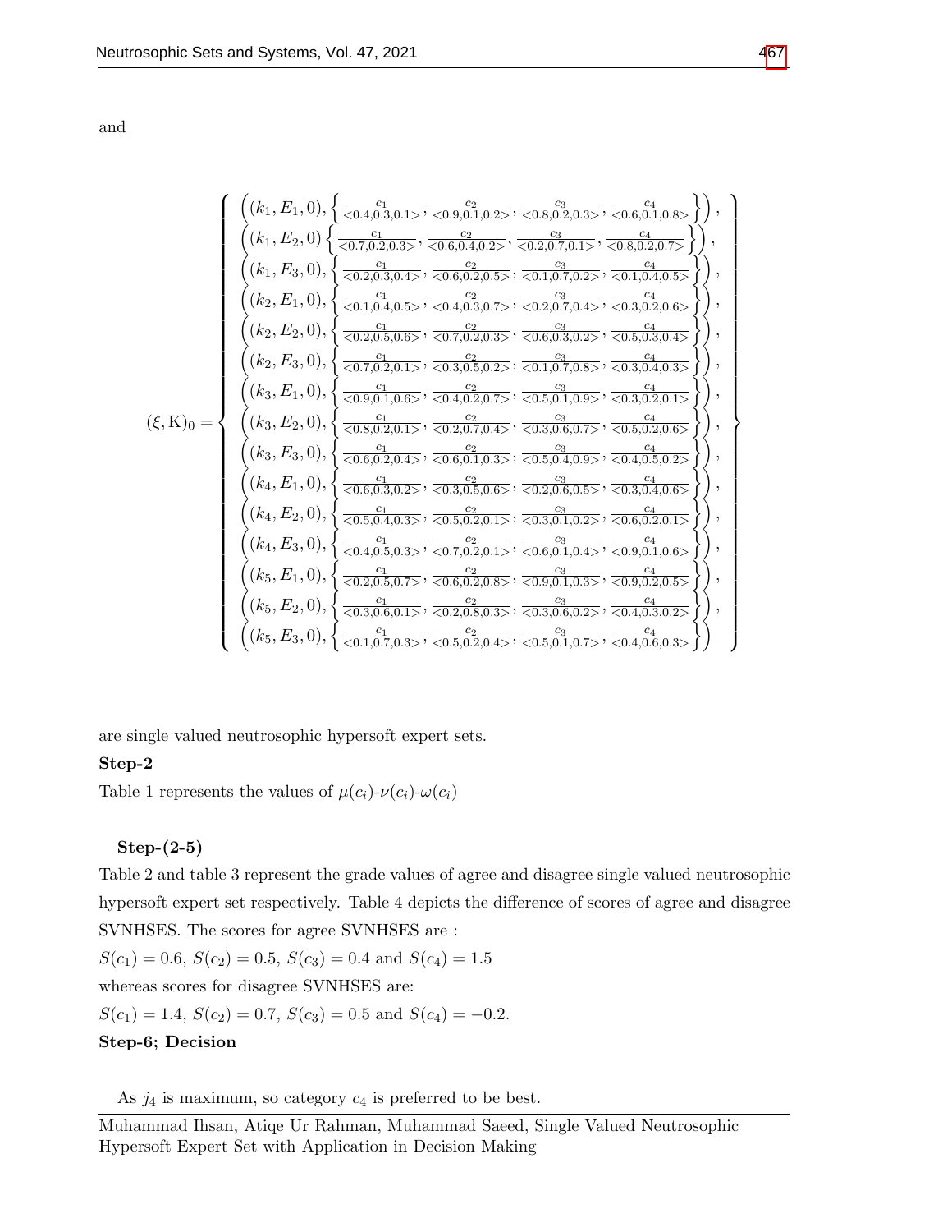and

$$
(\xi, \mathrm{K})_0 = \left\{ \begin{array}{l}
\left((k_1, E_1, 0), \left\{ \frac{c_1}{<0.4,0.3,0.1>}, \frac{c_2}{<0.9,0.1,0.2>}, \frac{c_3}{<0.8,0.2,0.3>}, \frac{c_4}{<0.6,0.1,0.8>} \right\}\right), \\
\left((k_1, E_2, 0) \left\{ \frac{c_1}{<0.7,0.2,0.3>}, \frac{c_2}{<0.6,0.4,0.2>}, \frac{c_3}{<0.2,0.7,0.1>}, \frac{c_4}{<0.8,0.2,0.7>} \right\}\right), \\
\left((k_1, E_3, 0), \left\{ \frac{c_1}{<0.2,0.3,0.4>}, \frac{c_2}{<0.6,0.2,0.5>}, \frac{c_3}{<0.1,0.7,0.2>}, \frac{c_4}{<0.1,0.4,0.5>} \right\}\right), \\
\left((k_2, E_1, 0), \left\{ \frac{c_1}{<0.1,0.4,0.5>}, \frac{c_2}{<0.4,0.3,0.7>}, \frac{c_3}{<0.2,0.7,0.4>}, \frac{c_4}{<0.3,0.2,0.6>} \right\}\right), \\
\left((k_2, E_2, 0), \left\{ \frac{c_1}{<0.2,0.5,0.6>}, \frac{c_2}{<0.7,0.2,0.3>}, \frac{c_3}{<0.6,0.3,0.2>}, \frac{c_4}{<0.5,0.3,0.4>} \right\}\right), \\
\left((k_2, E_3, 0), \left\{ \frac{c_1}{<0.7,0.2,0.1>}, \frac{c_2}{<0.3,0.5,0.2>}, \frac{c_3}{<0.1,0.7,0.8>}, \frac{c_4}{<0.3,0.4,0.3>} \right\}\right), \\
\left((k_3, E_1, 0), \left\{ \frac{c_1}{<0.9,0.1,0.6>}, \frac{c_2}{<0.4,0.2,0.7>}, \frac{c_3}{<0.5,0.1,0.9>}, \frac{c_4}{<0.3,0.2,0.1>} \right\}\right), \\
\left((k_3, E_2, 0), \left\{ \frac{c_1}{<0.8,0.2,0.1>}, \frac{c_2}{<0.2,0.7,0.4>}, \frac{c_3}{<0.3,0.6,0.7>}, \frac{c_4}{<0.5,0.2,0.6>} \right\}\right), \\
\left((k_3, E_3, 0), \left\{ \frac{c_1}{<0.6,0.2,0.4>}, \frac{c_2}{<0.6,0.1,0.3>}, \frac{c_3}{<0.5,0.4,0.9>}, \frac{c_4}{<0.4,0.5,0.2>} \right\}\right), \\
\left((k_4, E_1, 0), \left\{ \frac{c_1}{<0.6,0.3,0.2>}, \frac{c_2}{<0.3,0.5,0.6>}, \frac{c_3}{<0.2,0.6,0.5>}, \frac{c_4}{<0.3,0.4,0.6>} \right\}\right), \\
\left((k_4, E_2, 0), \left\{ \frac{c_1}{<0.5,0.4,0.3>}, \frac{c_2}{<0.5,0.2,0.1>}, \frac{c_3}{<0.3,0.1,0.2>}, \frac{c_4}{<0.6,0.2,0.1>} \right\}\right), \\
\left((k_4, E_3, 0), \left\{ \frac{c_1}{<0.4,0.5,0.3>}, \frac{c_2}{<0.7,0.2,0.1>}, \frac{c_3}{<0.6,0.1,0.4>}, \frac{c_4}{<0.9,0.1,0.6>} \right\}\right), \\
\left((k_5, E_1, 0), \left\{ \frac{c_1}{<0.2,0.5,0.7>}, \frac{c_2}{<0.6,0.2,0.8>}, \frac{c_3}{<0.9,0.1,0.3>}, \frac{c_4}{<0.9,0.2,0.5>} \right\}\right), \\
\left((k_5, E_2, 0), \left\{ \frac{c_1}{<0.3,0.6,0.1>}, \frac{c_2}{<0.2,0.8,0.3>}, \frac{c_3}{<0.3,0.6,0.2>}, \frac{c_4}{<0.4,0.3,0.2>} \right\}\right), \\
\left((k_5, E_3, 0), \left\{ \frac{c_1}{<0.1,0.7,0.3>}, \frac{c_2}{<0.5,0.2,0.4>}, \frac{c_3}{<0.5,0.1,0.7>}, \frac{c_4}{<0.4,0.6,0.3>} \right\}\right)
\end{array} \right\}
$$

are single valued neutrosophic hypersoft expert sets.

**Step-2**

Table 1 represents the values of $\mu(c_i)$-$\nu(c_i)$-$\omega(c_i)$

**Step-(2-5)**

Table 2 and table 3 represent the grade values of agree and disagree single valued neutrosophic hypersoft expert set respectively. Table 4 depicts the difference of scores of agree and disagree SVNHSES. The scores for agree SVNHSES are :

$S(c_1) = 0.6$, $S(c_2) = 0.5$, $S(c_3) = 0.4$ and $S(c_4) = 1.5$

whereas scores for disagree SVNHSES are:

$S(c_1) = 1.4$, $S(c_2) = 0.7$, $S(c_3) = 0.5$ and $S(c_4) = -0.2$.

**Step-6; Decision**

As $j_4$ is maximum, so category $c_4$ is preferred to be best.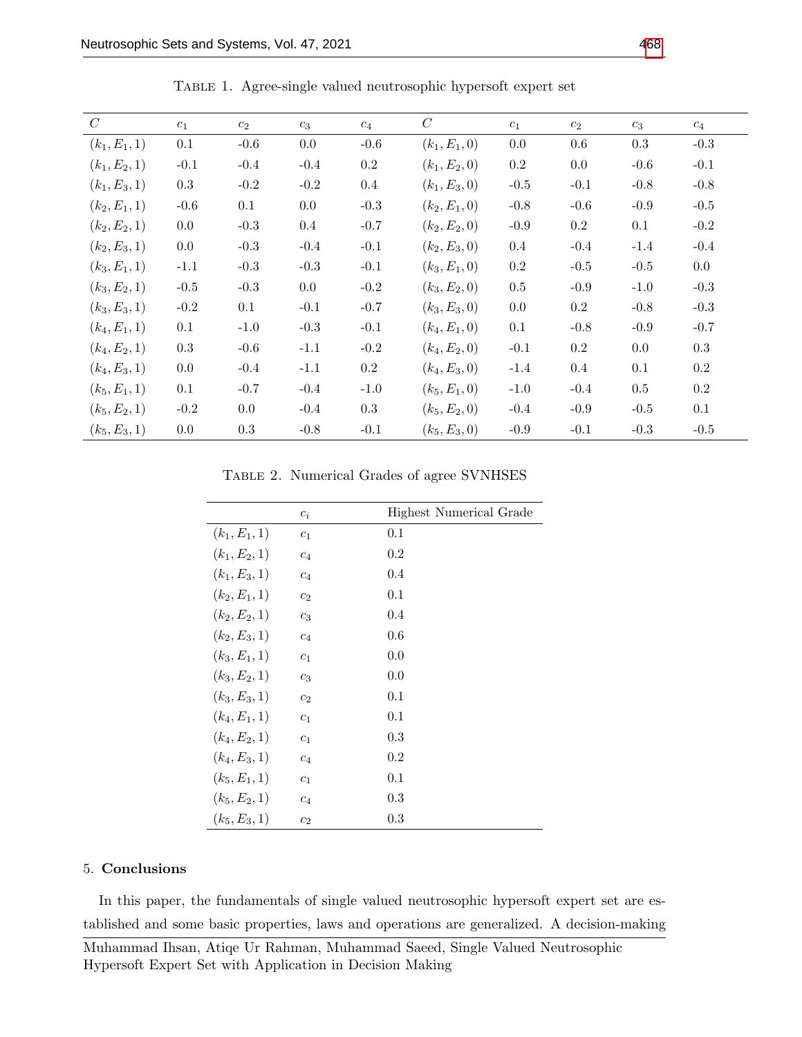Table 1. Agree-single valued neutrosophic hypersoft expert set

| $C$ | $c_1$ | $c_2$ | $c_3$ | $c_4$ | $C$ | $c_1$ | $c_2$ | $c_3$ | $c_4$ |
|---|---|---|---|---|---|---|---|---|---|
| $(k_1, E_1, 1)$ | 0.1 | -0.6 | 0.0 | -0.6 | $(k_1, E_1, 0)$ | 0.0 | 0.6 | 0.3 | -0.3 |
| $(k_1, E_2, 1)$ | -0.1 | -0.4 | -0.4 | 0.2 | $(k_1, E_2, 0)$ | 0.2 | 0.0 | -0.6 | -0.1 |
| $(k_1, E_3, 1)$ | 0.3 | -0.2 | -0.2 | 0.4 | $(k_1, E_3, 0)$ | -0.5 | -0.1 | -0.8 | -0.8 |
| $(k_2, E_1, 1)$ | -0.6 | 0.1 | 0.0 | -0.3 | $(k_2, E_1, 0)$ | -0.8 | -0.6 | -0.9 | -0.5 |
| $(k_2, E_2, 1)$ | 0.0 | -0.3 | 0.4 | -0.7 | $(k_2, E_2, 0)$ | -0.9 | 0.2 | 0.1 | -0.2 |
| $(k_2, E_3, 1)$ | 0.0 | -0.3 | -0.4 | -0.1 | $(k_2, E_3, 0)$ | 0.4 | -0.4 | -1.4 | -0.4 |
| $(k_3, E_1, 1)$ | -1.1 | -0.3 | -0.3 | -0.1 | $(k_3, E_1, 0)$ | 0.2 | -0.5 | -0.5 | 0.0 |
| $(k_3, E_2, 1)$ | -0.5 | -0.3 | 0.0 | -0.2 | $(k_3, E_2, 0)$ | 0.5 | -0.9 | -1.0 | -0.3 |
| $(k_3, E_3, 1)$ | -0.2 | 0.1 | -0.1 | -0.7 | $(k_3, E_3, 0)$ | 0.0 | 0.2 | -0.8 | -0.3 |
| $(k_4, E_1, 1)$ | 0.1 | -1.0 | -0.3 | -0.1 | $(k_4, E_1, 0)$ | 0.1 | -0.8 | -0.9 | -0.7 |
| $(k_4, E_2, 1)$ | 0.3 | -0.6 | -1.1 | -0.2 | $(k_4, E_2, 0)$ | -0.1 | 0.2 | 0.0 | 0.3 |
| $(k_4, E_3, 1)$ | 0.0 | -0.4 | -1.1 | 0.2 | $(k_4, E_3, 0)$ | -1.4 | 0.4 | 0.1 | 0.2 |
| $(k_5, E_1, 1)$ | 0.1 | -0.7 | -0.4 | -1.0 | $(k_5, E_1, 0)$ | -1.0 | -0.4 | 0.5 | 0.2 |
| $(k_5, E_2, 1)$ | -0.2 | 0.0 | -0.4 | 0.3 | $(k_5, E_2, 0)$ | -0.4 | -0.9 | -0.5 | 0.1 |
| $(k_5, E_3, 1)$ | 0.0 | 0.3 | -0.8 | -0.1 | $(k_5, E_3, 0)$ | -0.9 | -0.1 | -0.3 | -0.5 |

Table 2. Numerical Grades of agree SVNHSES

| | $c_i$ | Highest Numerical Grade |
|---|---|---|
| $(k_1, E_1, 1)$ | $c_1$ | 0.1 |
| $(k_1, E_2, 1)$ | $c_4$ | 0.2 |
| $(k_1, E_3, 1)$ | $c_4$ | 0.4 |
| $(k_2, E_1, 1)$ | $c_2$ | 0.1 |
| $(k_2, E_2, 1)$ | $c_3$ | 0.4 |
| $(k_2, E_3, 1)$ | $c_4$ | 0.6 |
| $(k_3, E_1, 1)$ | $c_1$ | 0.0 |
| $(k_3, E_2, 1)$ | $c_3$ | 0.0 |
| $(k_3, E_3, 1)$ | $c_2$ | 0.1 |
| $(k_4, E_1, 1)$ | $c_1$ | 0.1 |
| $(k_4, E_2, 1)$ | $c_1$ | 0.3 |
| $(k_4, E_3, 1)$ | $c_4$ | 0.2 |
| $(k_5, E_1, 1)$ | $c_1$ | 0.1 |
| $(k_5, E_2, 1)$ | $c_4$ | 0.3 |
| $(k_5, E_3, 1)$ | $c_2$ | 0.3 |

## 5. Conclusions

In this paper, the fundamentals of single valued neutrosophic hypersoft expert set are established and some basic properties, laws and operations are generalized. A decision-making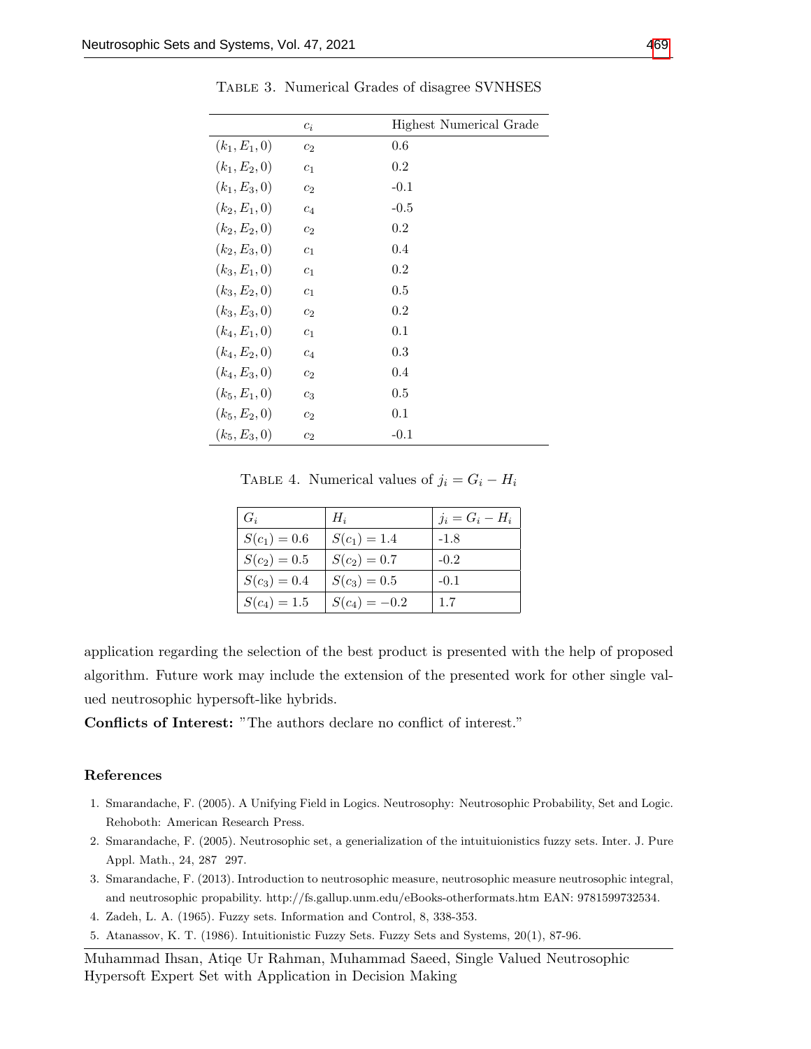TABLE 3. Numerical Grades of disagree SVNHSES

| | $c_i$ | Highest Numerical Grade |
|---|---|---|
| $(k_1, E_1, 0)$ | $c_2$ | 0.6 |
| $(k_1, E_2, 0)$ | $c_1$ | 0.2 |
| $(k_1, E_3, 0)$ | $c_2$ | -0.1 |
| $(k_2, E_1, 0)$ | $c_4$ | -0.5 |
| $(k_2, E_2, 0)$ | $c_2$ | 0.2 |
| $(k_2, E_3, 0)$ | $c_1$ | 0.4 |
| $(k_3, E_1, 0)$ | $c_1$ | 0.2 |
| $(k_3, E_2, 0)$ | $c_1$ | 0.5 |
| $(k_3, E_3, 0)$ | $c_2$ | 0.2 |
| $(k_4, E_1, 0)$ | $c_1$ | 0.1 |
| $(k_4, E_2, 0)$ | $c_4$ | 0.3 |
| $(k_4, E_3, 0)$ | $c_2$ | 0.4 |
| $(k_5, E_1, 0)$ | $c_3$ | 0.5 |
| $(k_5, E_2, 0)$ | $c_2$ | 0.1 |
| $(k_5, E_3, 0)$ | $c_2$ | -0.1 |

TABLE 4. Numerical values of $j_i = G_i - H_i$

| $G_i$ | $H_i$ | $j_i = G_i - H_i$ |
|---|---|---|
| $S(c_1) = 0.6$ | $S(c_1) = 1.4$ | -1.8 |
| $S(c_2) = 0.5$ | $S(c_2) = 0.7$ | -0.2 |
| $S(c_3) = 0.4$ | $S(c_3) = 0.5$ | -0.1 |
| $S(c_4) = 1.5$ | $S(c_4) = -0.2$ | 1.7 |

application regarding the selection of the best product is presented with the help of proposed algorithm. Future work may include the extension of the presented work for other single valued neutrosophic hypersoft-like hybrids.

**Conflicts of Interest:** "The authors declare no conflict of interest."

## References

1. Smarandache, F. (2005). A Unifying Field in Logics. Neutrosophy: Neutrosophic Probability, Set and Logic. Rehoboth: American Research Press.
2. Smarandache, F. (2005). Neutrosophic set, a generialization of the intuituionistics fuzzy sets. Inter. J. Pure Appl. Math., 24, 287 297.
3. Smarandache, F. (2013). Introduction to neutrosophic measure, neutrosophic measure neutrosophic integral, and neutrosophic propability. http://fs.gallup.unm.edu/eBooks-otherformats.htm EAN: 9781599732534.
4. Zadeh, L. A. (1965). Fuzzy sets. Information and Control, 8, 338-353.
5. Atanassov, K. T. (1986). Intuitionistic Fuzzy Sets. Fuzzy Sets and Systems, 20(1), 87-96.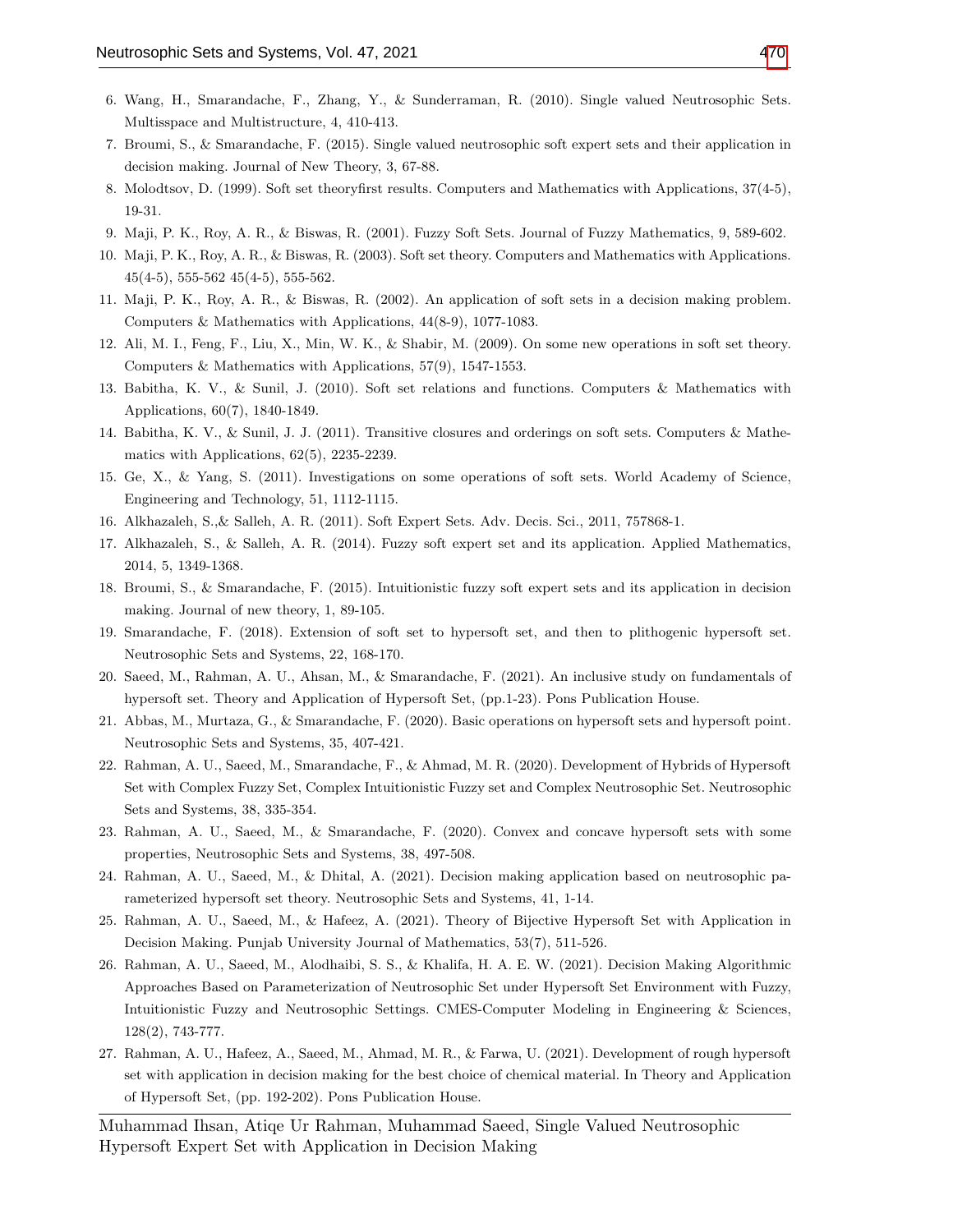6. Wang, H., Smarandache, F., Zhang, Y., & Sunderraman, R. (2010). Single valued Neutrosophic Sets. Multisspace and Multistructure, 4, 410-413.
7. Broumi, S., & Smarandache, F. (2015). Single valued neutrosophic soft expert sets and their application in decision making. Journal of New Theory, 3, 67-88.
8. Molodtsov, D. (1999). Soft set theoryfirst results. Computers and Mathematics with Applications, 37(4-5), 19-31.
9. Maji, P. K., Roy, A. R., & Biswas, R. (2001). Fuzzy Soft Sets. Journal of Fuzzy Mathematics, 9, 589-602.
10. Maji, P. K., Roy, A. R., & Biswas, R. (2003). Soft set theory. Computers and Mathematics with Applications. 45(4-5), 555-562 45(4-5), 555-562.
11. Maji, P. K., Roy, A. R., & Biswas, R. (2002). An application of soft sets in a decision making problem. Computers & Mathematics with Applications, 44(8-9), 1077-1083.
12. Ali, M. I., Feng, F., Liu, X., Min, W. K., & Shabir, M. (2009). On some new operations in soft set theory. Computers & Mathematics with Applications, 57(9), 1547-1553.
13. Babitha, K. V., & Sunil, J. (2010). Soft set relations and functions. Computers & Mathematics with Applications, 60(7), 1840-1849.
14. Babitha, K. V., & Sunil, J. J. (2011). Transitive closures and orderings on soft sets. Computers & Mathematics with Applications, 62(5), 2235-2239.
15. Ge, X., & Yang, S. (2011). Investigations on some operations of soft sets. World Academy of Science, Engineering and Technology, 51, 1112-1115.
16. Alkhazaleh, S.,& Salleh, A. R. (2011). Soft Expert Sets. Adv. Decis. Sci., 2011, 757868-1.
17. Alkhazaleh, S., & Salleh, A. R. (2014). Fuzzy soft expert set and its application. Applied Mathematics, 2014, 5, 1349-1368.
18. Broumi, S., & Smarandache, F. (2015). Intuitionistic fuzzy soft expert sets and its application in decision making. Journal of new theory, 1, 89-105.
19. Smarandache, F. (2018). Extension of soft set to hypersoft set, and then to plithogenic hypersoft set. Neutrosophic Sets and Systems, 22, 168-170.
20. Saeed, M., Rahman, A. U., Ahsan, M., & Smarandache, F. (2021). An inclusive study on fundamentals of hypersoft set. Theory and Application of Hypersoft Set, (pp.1-23). Pons Publication House.
21. Abbas, M., Murtaza, G., & Smarandache, F. (2020). Basic operations on hypersoft sets and hypersoft point. Neutrosophic Sets and Systems, 35, 407-421.
22. Rahman, A. U., Saeed, M., Smarandache, F., & Ahmad, M. R. (2020). Development of Hybrids of Hypersoft Set with Complex Fuzzy Set, Complex Intuitionistic Fuzzy set and Complex Neutrosophic Set. Neutrosophic Sets and Systems, 38, 335-354.
23. Rahman, A. U., Saeed, M., & Smarandache, F. (2020). Convex and concave hypersoft sets with some properties, Neutrosophic Sets and Systems, 38, 497-508.
24. Rahman, A. U., Saeed, M., & Dhital, A. (2021). Decision making application based on neutrosophic parameterized hypersoft set theory. Neutrosophic Sets and Systems, 41, 1-14.
25. Rahman, A. U., Saeed, M., & Hafeez, A. (2021). Theory of Bijective Hypersoft Set with Application in Decision Making. Punjab University Journal of Mathematics, 53(7), 511-526.
26. Rahman, A. U., Saeed, M., Alodhaibi, S. S., & Khalifa, H. A. E. W. (2021). Decision Making Algorithmic Approaches Based on Parameterization of Neutrosophic Set under Hypersoft Set Environment with Fuzzy, Intuitionistic Fuzzy and Neutrosophic Settings. CMES-Computer Modeling in Engineering & Sciences, 128(2), 743-777.
27. Rahman, A. U., Hafeez, A., Saeed, M., Ahmad, M. R., & Farwa, U. (2021). Development of rough hypersoft set with application in decision making for the best choice of chemical material. In Theory and Application of Hypersoft Set, (pp. 192-202). Pons Publication House.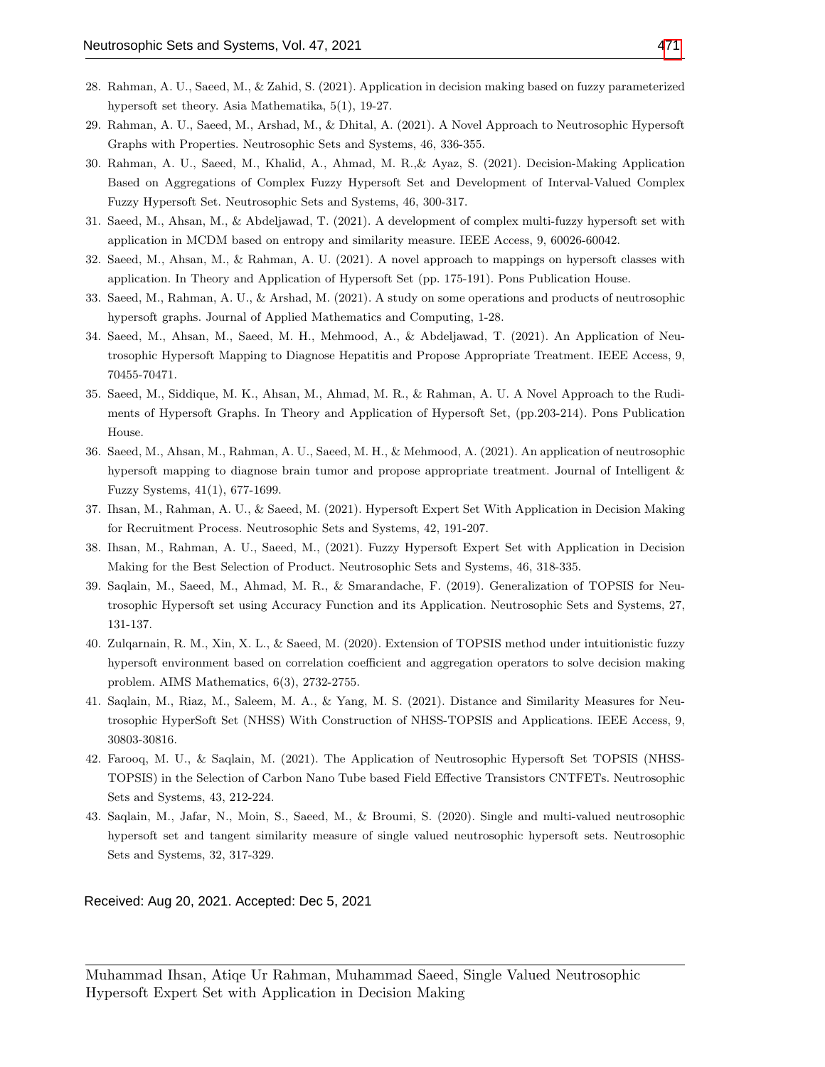28. Rahman, A. U., Saeed, M., & Zahid, S. (2021). Application in decision making based on fuzzy parameterized hypersoft set theory. Asia Mathematika, 5(1), 19-27.
29. Rahman, A. U., Saeed, M., Arshad, M., & Dhital, A. (2021). A Novel Approach to Neutrosophic Hypersoft Graphs with Properties. Neutrosophic Sets and Systems, 46, 336-355.
30. Rahman, A. U., Saeed, M., Khalid, A., Ahmad, M. R.,& Ayaz, S. (2021). Decision-Making Application Based on Aggregations of Complex Fuzzy Hypersoft Set and Development of Interval-Valued Complex Fuzzy Hypersoft Set. Neutrosophic Sets and Systems, 46, 300-317.
31. Saeed, M., Ahsan, M., & Abdeljawad, T. (2021). A development of complex multi-fuzzy hypersoft set with application in MCDM based on entropy and similarity measure. IEEE Access, 9, 60026-60042.
32. Saeed, M., Ahsan, M., & Rahman, A. U. (2021). A novel approach to mappings on hypersoft classes with application. In Theory and Application of Hypersoft Set (pp. 175-191). Pons Publication House.
33. Saeed, M., Rahman, A. U., & Arshad, M. (2021). A study on some operations and products of neutrosophic hypersoft graphs. Journal of Applied Mathematics and Computing, 1-28.
34. Saeed, M., Ahsan, M., Saeed, M. H., Mehmood, A., & Abdeljawad, T. (2021). An Application of Neutrosophic Hypersoft Mapping to Diagnose Hepatitis and Propose Appropriate Treatment. IEEE Access, 9, 70455-70471.
35. Saeed, M., Siddique, M. K., Ahsan, M., Ahmad, M. R., & Rahman, A. U. A Novel Approach to the Rudiments of Hypersoft Graphs. In Theory and Application of Hypersoft Set, (pp.203-214). Pons Publication House.
36. Saeed, M., Ahsan, M., Rahman, A. U., Saeed, M. H., & Mehmood, A. (2021). An application of neutrosophic hypersoft mapping to diagnose brain tumor and propose appropriate treatment. Journal of Intelligent & Fuzzy Systems, 41(1), 677-1699.
37. Ihsan, M., Rahman, A. U., & Saeed, M. (2021). Hypersoft Expert Set With Application in Decision Making for Recruitment Process. Neutrosophic Sets and Systems, 42, 191-207.
38. Ihsan, M., Rahman, A. U., Saeed, M., (2021). Fuzzy Hypersoft Expert Set with Application in Decision Making for the Best Selection of Product. Neutrosophic Sets and Systems, 46, 318-335.
39. Saqlain, M., Saeed, M., Ahmad, M. R., & Smarandache, F. (2019). Generalization of TOPSIS for Neutrosophic Hypersoft set using Accuracy Function and its Application. Neutrosophic Sets and Systems, 27, 131-137.
40. Zulqarnain, R. M., Xin, X. L., & Saeed, M. (2020). Extension of TOPSIS method under intuitionistic fuzzy hypersoft environment based on correlation coefficient and aggregation operators to solve decision making problem. AIMS Mathematics, 6(3), 2732-2755.
41. Saqlain, M., Riaz, M., Saleem, M. A., & Yang, M. S. (2021). Distance and Similarity Measures for Neutrosophic HyperSoft Set (NHSS) With Construction of NHSS-TOPSIS and Applications. IEEE Access, 9, 30803-30816.
42. Farooq, M. U., & Saqlain, M. (2021). The Application of Neutrosophic Hypersoft Set TOPSIS (NHSS-TOPSIS) in the Selection of Carbon Nano Tube based Field Effective Transistors CNTFETs. Neutrosophic Sets and Systems, 43, 212-224.
43. Saqlain, M., Jafar, N., Moin, S., Saeed, M., & Broumi, S. (2020). Single and multi-valued neutrosophic hypersoft set and tangent similarity measure of single valued neutrosophic hypersoft sets. Neutrosophic Sets and Systems, 32, 317-329.

Received: Aug 20, 2021. Accepted: Dec 5, 2021